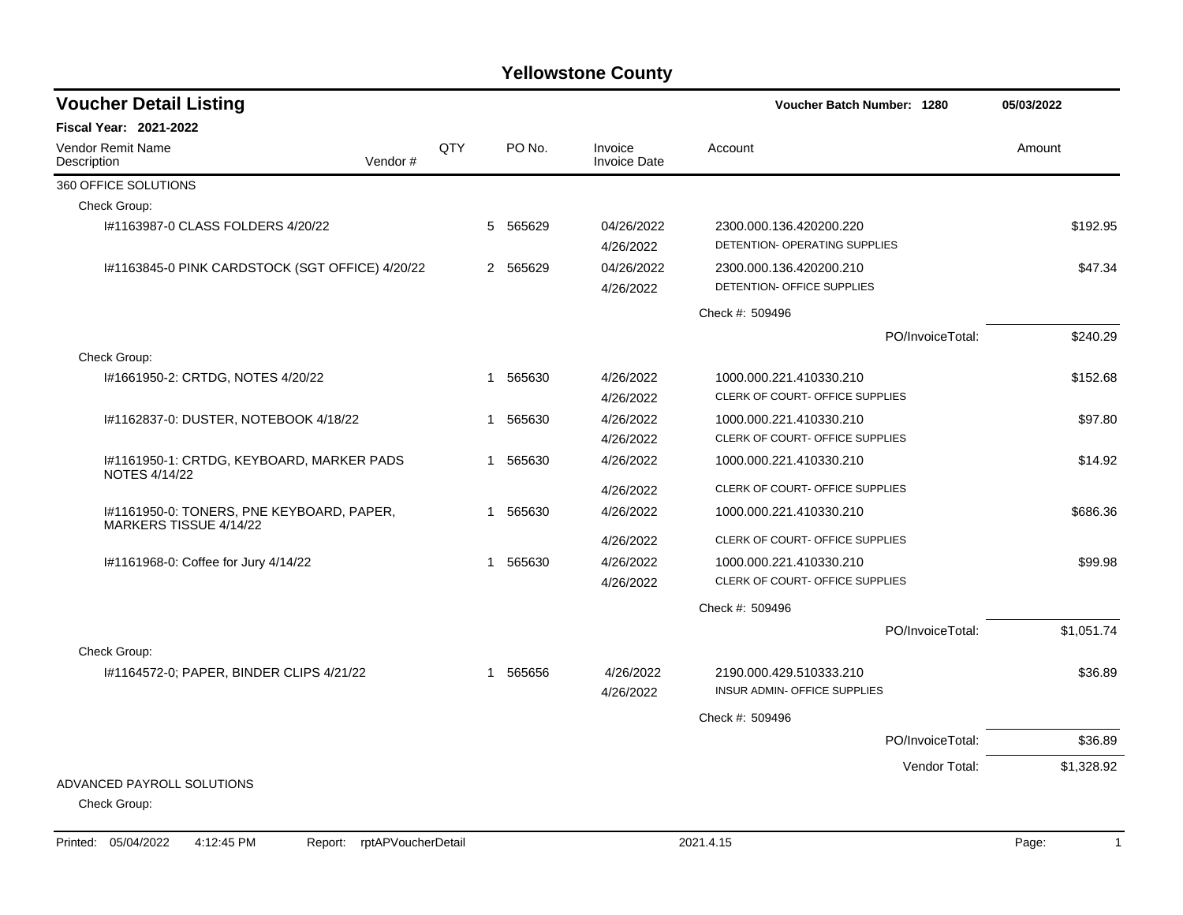# Yellowstone County

## Voucher Detail Listing

**Voucher Batch Number: 1280** — 05/03/2022

**Fiscal Year: 2021-2022**

| Vendor Remit Name / Description | Vendor # | QTY | PO No. | Invoice / Invoice Date | Account | Amount |
|---|---|---|---|---|---|---|
| 360 OFFICE SOLUTIONS | | | | | | |
| Check Group: | | | | | | |
| I#1163987-0 CLASS FOLDERS 4/20/22 | | 5 | 565629 | 04/26/2022<br>4/26/2022 | 2300.000.136.420200.220<br>DETENTION- OPERATING SUPPLIES | $192.95 |
| I#1163845-0 PINK CARDSTOCK (SGT OFFICE) 4/20/22 | | 2 | 565629 | 04/26/2022<br>4/26/2022 | 2300.000.136.420200.210<br>DETENTION- OFFICE SUPPLIES | $47.34 |
| | | | | | Check #: 509496 | |
| | | | | | PO/InvoiceTotal: | $240.29 |
| Check Group: | | | | | | |
| I#1661950-2: CRTDG, NOTES 4/20/22 | | 1 | 565630 | 4/26/2022<br>4/26/2022 | 1000.000.221.410330.210<br>CLERK OF COURT- OFFICE SUPPLIES | $152.68 |
| I#1162837-0: DUSTER, NOTEBOOK 4/18/22 | | 1 | 565630 | 4/26/2022<br>4/26/2022 | 1000.000.221.410330.210<br>CLERK OF COURT- OFFICE SUPPLIES | $97.80 |
| I#1161950-1: CRTDG, KEYBOARD, MARKER PADS NOTES 4/14/22 | | 1 | 565630 | 4/26/2022<br>4/26/2022 | 1000.000.221.410330.210<br>CLERK OF COURT- OFFICE SUPPLIES | $14.92 |
| I#1161950-0: TONERS, PNE KEYBOARD, PAPER, MARKERS TISSUE 4/14/22 | | 1 | 565630 | 4/26/2022<br>4/26/2022 | 1000.000.221.410330.210<br>CLERK OF COURT- OFFICE SUPPLIES | $686.36 |
| I#1161968-0: Coffee for Jury 4/14/22 | | 1 | 565630 | 4/26/2022<br>4/26/2022 | 1000.000.221.410330.210<br>CLERK OF COURT- OFFICE SUPPLIES | $99.98 |
| | | | | | Check #: 509496 | |
| | | | | | PO/InvoiceTotal: | $1,051.74 |
| Check Group: | | | | | | |
| I#1164572-0; PAPER, BINDER CLIPS 4/21/22 | | 1 | 565656 | 4/26/2022<br>4/26/2022 | 2190.000.429.510333.210<br>INSUR ADMIN- OFFICE SUPPLIES | $36.89 |
| | | | | | Check #: 509496 | |
| | | | | | PO/InvoiceTotal: | $36.89 |
| | | | | | Vendor Total: | $1,328.92 |
| ADVANCED PAYROLL SOLUTIONS | | | | | | |
| Check Group: | | | | | | |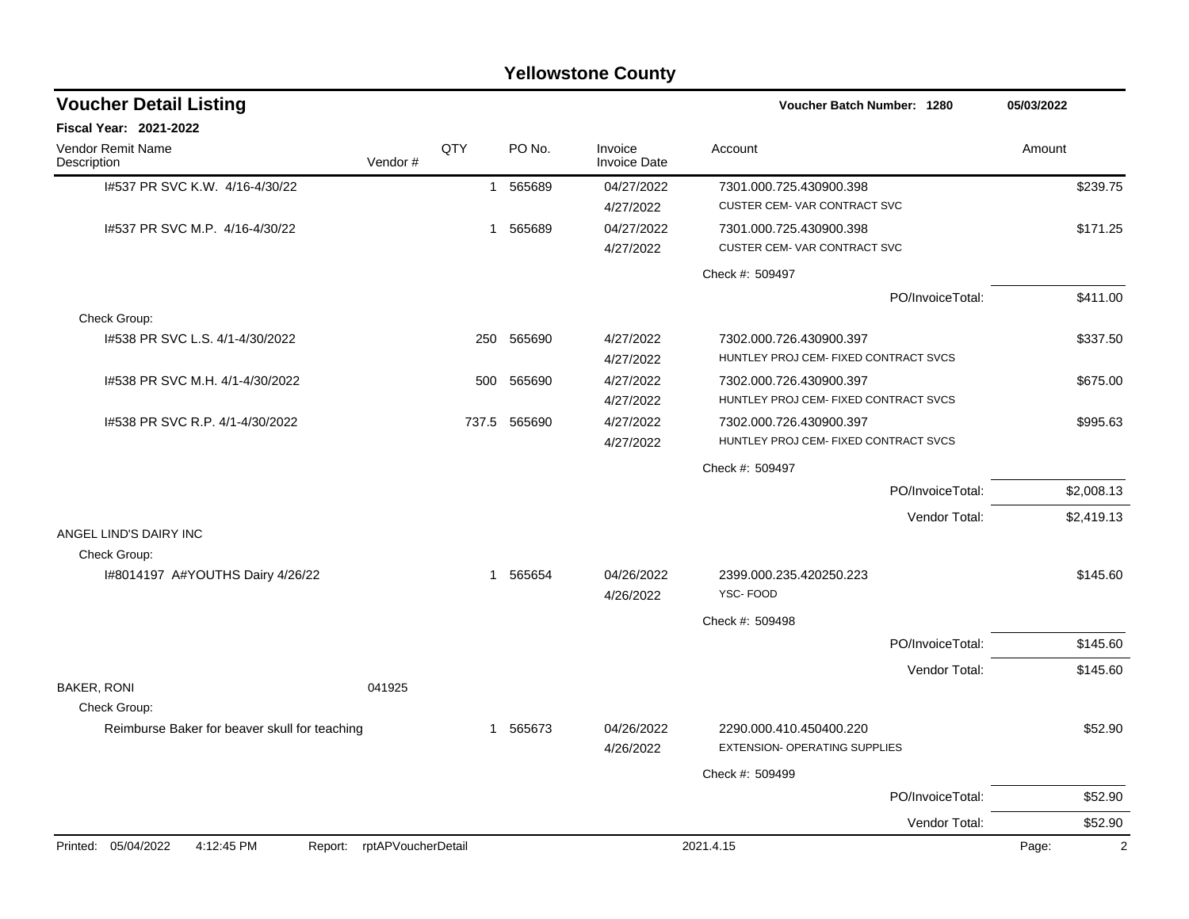# Yellowstone County

## Voucher Detail Listing

Voucher Batch Number: 1280 — 05/03/2022

**Fiscal Year: 2021-2022**

| Vendor Remit Name / Description | Vendor # | QTY | PO No. | Invoice / Invoice Date | Account | Amount |
|---|---|---|---|---|---|---|
| I#537 PR SVC K.W. 4/16-4/30/22 | | 1 | 565689 | 04/27/2022<br>4/27/2022 | 7301.000.725.430900.398<br>CUSTER CEM- VAR CONTRACT SVC | $239.75 |
| I#537 PR SVC M.P. 4/16-4/30/22 | | 1 | 565689 | 04/27/2022<br>4/27/2022 | 7301.000.725.430900.398<br>CUSTER CEM- VAR CONTRACT SVC | $171.25 |
| | | | | | Check #: 509497 | |
| | | | | | PO/InvoiceTotal: | $411.00 |
| Check Group: | | | | | | |
| I#538 PR SVC L.S. 4/1-4/30/2022 | | 250 | 565690 | 4/27/2022<br>4/27/2022 | 7302.000.726.430900.397<br>HUNTLEY PROJ CEM- FIXED CONTRACT SVCS | $337.50 |
| I#538 PR SVC M.H. 4/1-4/30/2022 | | 500 | 565690 | 4/27/2022<br>4/27/2022 | 7302.000.726.430900.397<br>HUNTLEY PROJ CEM- FIXED CONTRACT SVCS | $675.00 |
| I#538 PR SVC R.P. 4/1-4/30/2022 | | 737.5 | 565690 | 4/27/2022<br>4/27/2022 | 7302.000.726.430900.397<br>HUNTLEY PROJ CEM- FIXED CONTRACT SVCS | $995.63 |
| | | | | | Check #: 509497 | |
| | | | | | PO/InvoiceTotal: | $2,008.13 |
| | | | | | Vendor Total: | $2,419.13 |
| ANGEL LIND'S DAIRY INC | | | | | | |
| Check Group: | | | | | | |
| I#8014197 A#YOUTHS Dairy 4/26/22 | | 1 | 565654 | 04/26/2022<br>4/26/2022 | 2399.000.235.420250.223<br>YSC- FOOD | $145.60 |
| | | | | | Check #: 509498 | |
| | | | | | PO/InvoiceTotal: | $145.60 |
| | | | | | Vendor Total: | $145.60 |
| BAKER, RONI | 041925 | | | | | |
| Check Group: | | | | | | |
| Reimburse Baker for beaver skull for teaching | | 1 | 565673 | 04/26/2022<br>4/26/2022 | 2290.000.410.450400.220<br>EXTENSION- OPERATING SUPPLIES | $52.90 |
| | | | | | Check #: 509499 | |
| | | | | | PO/InvoiceTotal: | $52.90 |
| | | | | | Vendor Total: | $52.90 |

Printed: 05/04/2022 4:12:45 PM Report: rptAPVoucherDetail 2021.4.15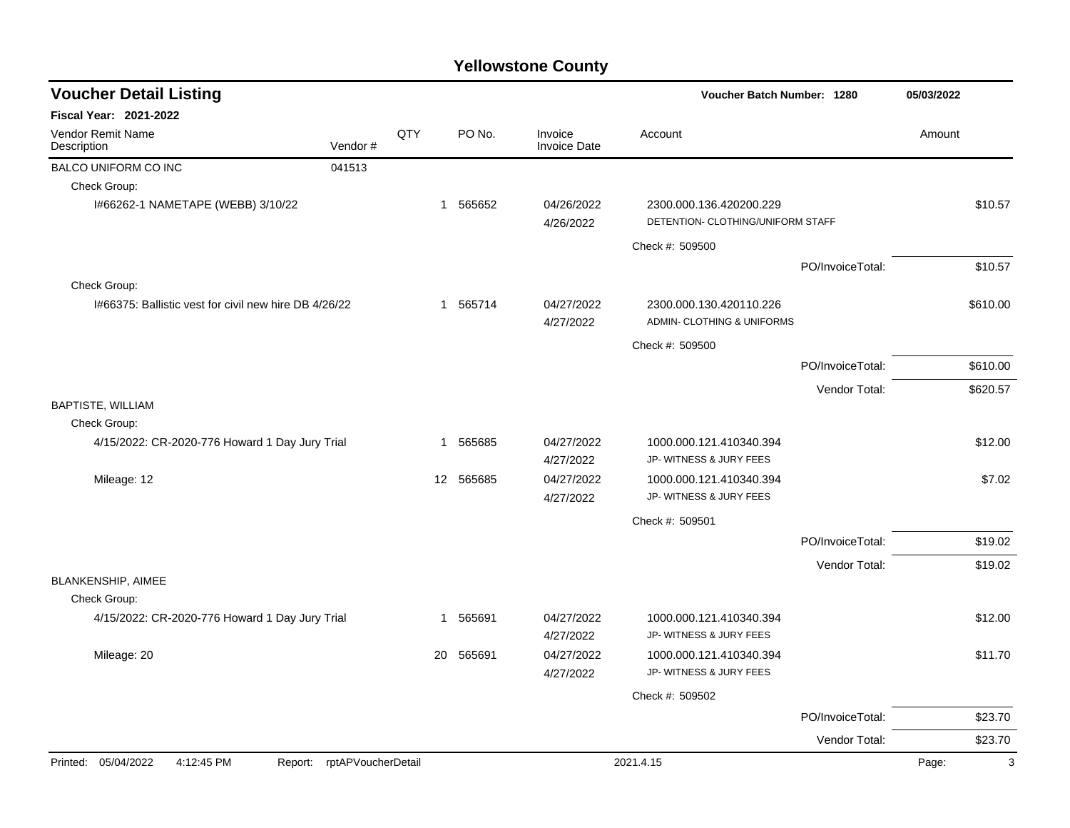# Yellowstone County

## Voucher Detail Listing

**Voucher Batch Number: 1280** | **05/03/2022**

**Fiscal Year: 2021-2022**

| Vendor Remit Name / Description | Vendor # | QTY | PO No. | Invoice / Invoice Date | Account | Amount |
|---|---|---|---|---|---|---|
| BALCO UNIFORM CO INC | 041513 | | | | | |
| Check Group: | | | | | | |
| I#66262-1 NAMETAPE (WEBB) 3/10/22 | | 1 | 565652 | 04/26/2022 4/26/2022 | 2300.000.136.420200.229 DETENTION- CLOTHING/UNIFORM STAFF | $10.57 |
| | | | | | Check #: 509500 | |
| | | | | | PO/InvoiceTotal: | $10.57 |
| Check Group: | | | | | | |
| I#66375: Ballistic vest for civil new hire DB 4/26/22 | | 1 | 565714 | 04/27/2022 4/27/2022 | 2300.000.130.420110.226 ADMIN- CLOTHING & UNIFORMS | $610.00 |
| | | | | | Check #: 509500 | |
| | | | | | PO/InvoiceTotal: | $610.00 |
| | | | | | Vendor Total: | $620.57 |
| BAPTISTE, WILLIAM | | | | | | |
| Check Group: | | | | | | |
| 4/15/2022: CR-2020-776 Howard 1 Day Jury Trial | | 1 | 565685 | 04/27/2022 4/27/2022 | 1000.000.121.410340.394 JP- WITNESS & JURY FEES | $12.00 |
| Mileage: 12 | | 12 | 565685 | 04/27/2022 4/27/2022 | 1000.000.121.410340.394 JP- WITNESS & JURY FEES | $7.02 |
| | | | | | Check #: 509501 | |
| | | | | | PO/InvoiceTotal: | $19.02 |
| | | | | | Vendor Total: | $19.02 |
| BLANKENSHIP, AIMEE | | | | | | |
| Check Group: | | | | | | |
| 4/15/2022: CR-2020-776 Howard 1 Day Jury Trial | | 1 | 565691 | 04/27/2022 4/27/2022 | 1000.000.121.410340.394 JP- WITNESS & JURY FEES | $12.00 |
| Mileage: 20 | | 20 | 565691 | 04/27/2022 4/27/2022 | 1000.000.121.410340.394 JP- WITNESS & JURY FEES | $11.70 |
| | | | | | Check #: 509502 | |
| | | | | | PO/InvoiceTotal: | $23.70 |
| | | | | | Vendor Total: | $23.70 |

Printed: 05/04/2022 4:12:45 PM Report: rptAPVoucherDetail 2021.4.15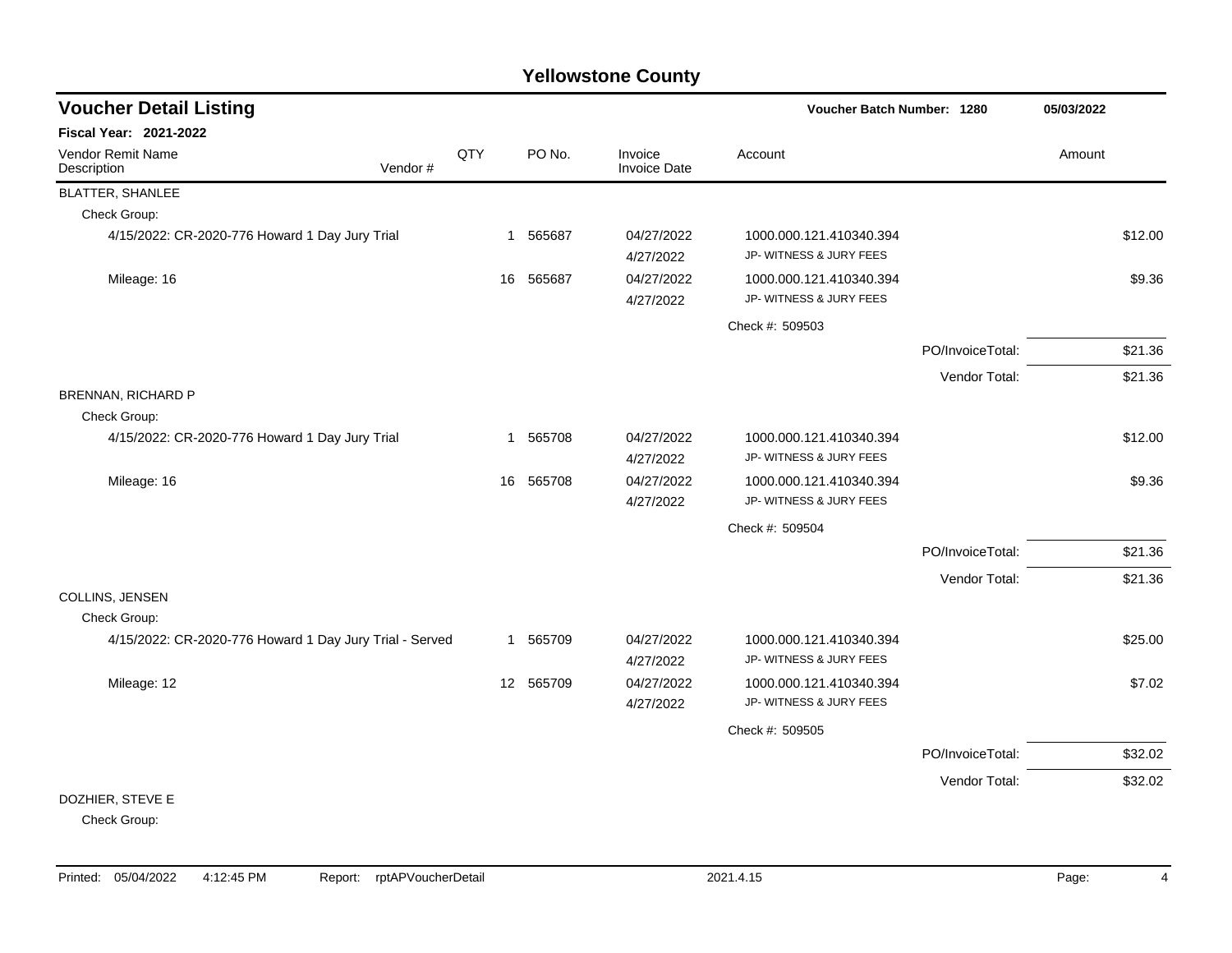# Yellowstone County

## Voucher Detail Listing

**Voucher Batch Number: 1280** — 05/03/2022

**Fiscal Year: 2021-2022**

| Vendor Remit Name / Description | Vendor # | QTY | PO No. | Invoice / Invoice Date | Account | Amount |
|---|---|---|---|---|---|---|
| BLATTER, SHANLEE | | | | | | |
| Check Group: | | | | | | |
| 4/15/2022: CR-2020-776 Howard 1 Day Jury Trial | | 1 | 565687 | 04/27/2022<br>4/27/2022 | 1000.000.121.410340.394<br>JP- WITNESS & JURY FEES | $12.00 |
| Mileage: 16 | | 16 | 565687 | 04/27/2022<br>4/27/2022 | 1000.000.121.410340.394<br>JP- WITNESS & JURY FEES | $9.36 |
| | | | | | Check #: 509503 | |
| | | | | | PO/InvoiceTotal: | $21.36 |
| | | | | | Vendor Total: | $21.36 |
| BRENNAN, RICHARD P | | | | | | |
| Check Group: | | | | | | |
| 4/15/2022: CR-2020-776 Howard 1 Day Jury Trial | | 1 | 565708 | 04/27/2022<br>4/27/2022 | 1000.000.121.410340.394<br>JP- WITNESS & JURY FEES | $12.00 |
| Mileage: 16 | | 16 | 565708 | 04/27/2022<br>4/27/2022 | 1000.000.121.410340.394<br>JP- WITNESS & JURY FEES | $9.36 |
| | | | | | Check #: 509504 | |
| | | | | | PO/InvoiceTotal: | $21.36 |
| | | | | | Vendor Total: | $21.36 |
| COLLINS, JENSEN | | | | | | |
| Check Group: | | | | | | |
| 4/15/2022: CR-2020-776 Howard 1 Day Jury Trial - Served | | 1 | 565709 | 04/27/2022<br>4/27/2022 | 1000.000.121.410340.394<br>JP- WITNESS & JURY FEES | $25.00 |
| Mileage: 12 | | 12 | 565709 | 04/27/2022<br>4/27/2022 | 1000.000.121.410340.394<br>JP- WITNESS & JURY FEES | $7.02 |
| | | | | | Check #: 509505 | |
| | | | | | PO/InvoiceTotal: | $32.02 |
| | | | | | Vendor Total: | $32.02 |
| DOZHIER, STEVE E | | | | | | |
| Check Group: | | | | | | |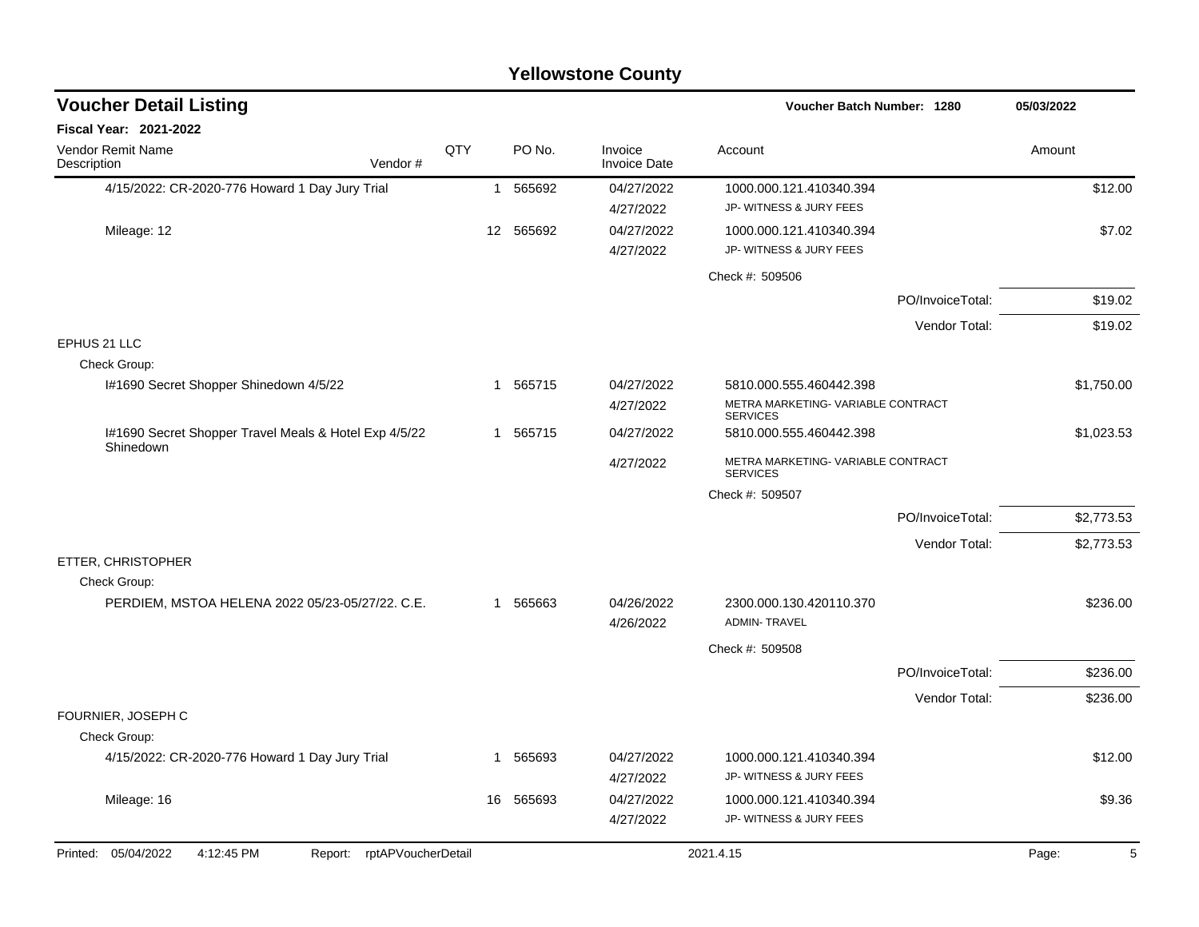# Yellowstone County

## Voucher Detail Listing

**Voucher Batch Number: 1280** — 05/03/2022

**Fiscal Year: 2021-2022**

| Vendor Remit Name / Description | Vendor # | QTY | PO No. | Invoice / Invoice Date | Account | Amount |
|---|---|---|---|---|---|---|
| 4/15/2022: CR-2020-776 Howard 1 Day Jury Trial | | 1 | 565692 | 04/27/2022<br>4/27/2022 | 1000.000.121.410340.394<br>JP- WITNESS & JURY FEES | $12.00 |
| Mileage: 12 | | 12 | 565692 | 04/27/2022<br>4/27/2022 | 1000.000.121.410340.394<br>JP- WITNESS & JURY FEES | $7.02 |
| | | | | | Check #: 509506 | |
| | | | | | PO/InvoiceTotal: | $19.02 |
| | | | | | Vendor Total: | $19.02 |
| EPHUS 21 LLC | | | | | | |
| Check Group: | | | | | | |
| I#1690 Secret Shopper Shinedown 4/5/22 | | 1 | 565715 | 04/27/2022<br>4/27/2022 | 5810.000.555.460442.398<br>METRA MARKETING- VARIABLE CONTRACT SERVICES | $1,750.00 |
| I#1690 Secret Shopper Travel Meals & Hotel Exp 4/5/22 Shinedown | | 1 | 565715 | 04/27/2022<br>4/27/2022 | 5810.000.555.460442.398<br>METRA MARKETING- VARIABLE CONTRACT SERVICES | $1,023.53 |
| | | | | | Check #: 509507 | |
| | | | | | PO/InvoiceTotal: | $2,773.53 |
| | | | | | Vendor Total: | $2,773.53 |
| ETTER, CHRISTOPHER | | | | | | |
| Check Group: | | | | | | |
| PERDIEM, MSTOA HELENA 2022 05/23-05/27/22. C.E. | | 1 | 565663 | 04/26/2022<br>4/26/2022 | 2300.000.130.420110.370<br>ADMIN- TRAVEL | $236.00 |
| | | | | | Check #: 509508 | |
| | | | | | PO/InvoiceTotal: | $236.00 |
| | | | | | Vendor Total: | $236.00 |
| FOURNIER, JOSEPH C | | | | | | |
| Check Group: | | | | | | |
| 4/15/2022: CR-2020-776 Howard 1 Day Jury Trial | | 1 | 565693 | 04/27/2022<br>4/27/2022 | 1000.000.121.410340.394<br>JP- WITNESS & JURY FEES | $12.00 |
| Mileage: 16 | | 16 | 565693 | 04/27/2022<br>4/27/2022 | 1000.000.121.410340.394<br>JP- WITNESS & JURY FEES | $9.36 |

Printed: 05/04/2022 4:12:45 PM Report: rptAPVoucherDetail 2021.4.15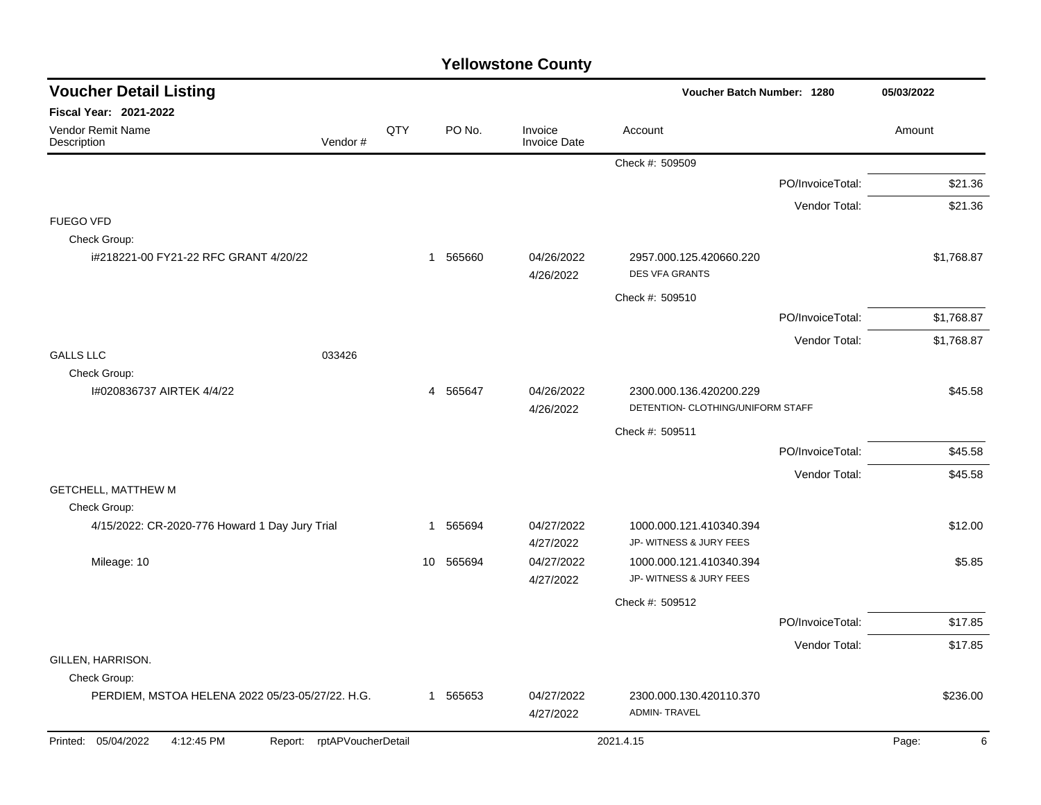# Yellowstone County

## Voucher Detail Listing

Voucher Batch Number: 1280 — 05/03/2022

**Fiscal Year: 2021-2022**

| Vendor Remit Name / Description | Vendor # | QTY | PO No. | Invoice / Invoice Date | Account | Amount |
|---|---|---|---|---|---|---|
| | | | | | Check #: 509509 | |
| | | | | | PO/InvoiceTotal: | $21.36 |
| | | | | | Vendor Total: | $21.36 |
| FUEGO VFD | | | | | | |
| Check Group: | | | | | | |
| i#218221-00 FY21-22 RFC GRANT 4/20/22 | | 1 | 565660 | 04/26/2022 4/26/2022 | 2957.000.125.420660.220 DES VFA GRANTS | $1,768.87 |
| | | | | | Check #: 509510 | |
| | | | | | PO/InvoiceTotal: | $1,768.87 |
| | | | | | Vendor Total: | $1,768.87 |
| GALLS LLC | 033426 | | | | | |
| Check Group: | | | | | | |
| I#020836737 AIRTEK 4/4/22 | | 4 | 565647 | 04/26/2022 4/26/2022 | 2300.000.136.420200.229 DETENTION- CLOTHING/UNIFORM STAFF | $45.58 |
| | | | | | Check #: 509511 | |
| | | | | | PO/InvoiceTotal: | $45.58 |
| | | | | | Vendor Total: | $45.58 |
| GETCHELL, MATTHEW M | | | | | | |
| Check Group: | | | | | | |
| 4/15/2022: CR-2020-776 Howard 1 Day Jury Trial | | 1 | 565694 | 04/27/2022 4/27/2022 | 1000.000.121.410340.394 JP- WITNESS & JURY FEES | $12.00 |
| Mileage: 10 | | 10 | 565694 | 04/27/2022 4/27/2022 | 1000.000.121.410340.394 JP- WITNESS & JURY FEES | $5.85 |
| | | | | | Check #: 509512 | |
| | | | | | PO/InvoiceTotal: | $17.85 |
| | | | | | Vendor Total: | $17.85 |
| GILLEN, HARRISON. | | | | | | |
| Check Group: | | | | | | |
| PERDIEM, MSTOA HELENA 2022 05/23-05/27/22. H.G. | | 1 | 565653 | 04/27/2022 4/27/2022 | 2300.000.130.420110.370 ADMIN- TRAVEL | $236.00 |

Printed: 05/04/2022 4:12:45 PM Report: rptAPVoucherDetail 2021.4.15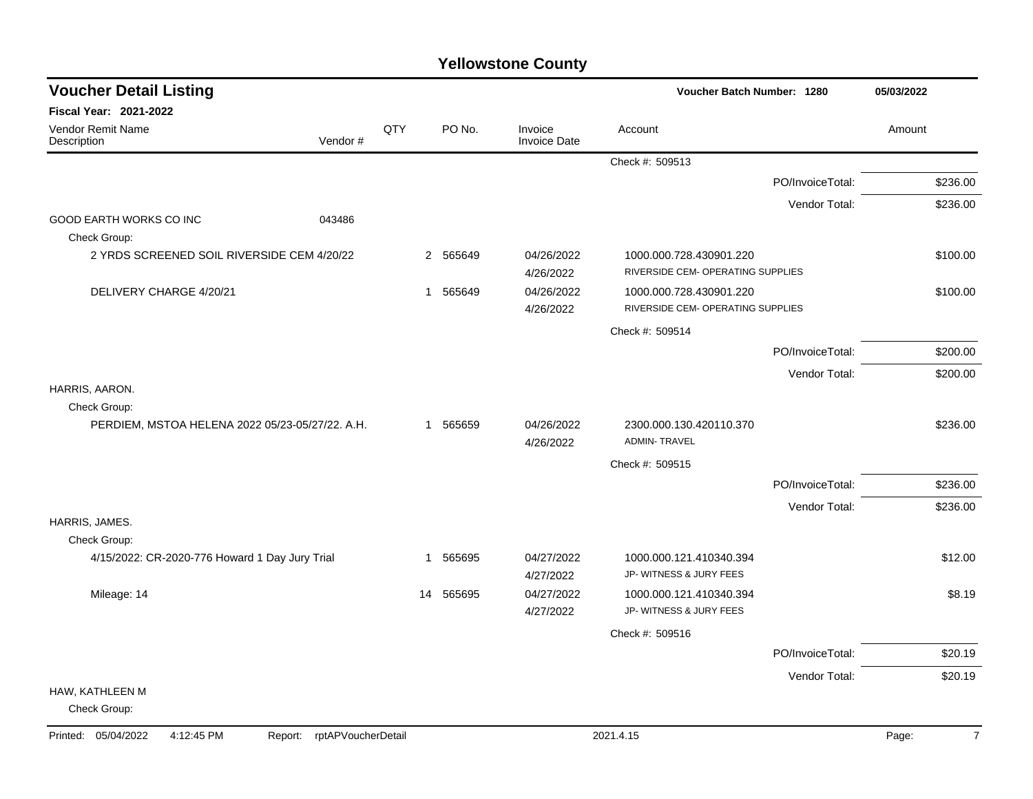# Yellowstone County

## Voucher Detail Listing

**Voucher Batch Number: 1280** 05/03/2022

**Fiscal Year: 2021-2022**

| Vendor Remit Name / Description | Vendor # | QTY | PO No. | Invoice / Invoice Date | Account | Amount |
|---|---|---|---|---|---|---|
| | | | | | Check #: 509513 | |
| | | | | | PO/InvoiceTotal: | $236.00 |
| | | | | | Vendor Total: | $236.00 |
| GOOD EARTH WORKS CO INC | 043486 | | | | | |
| Check Group: | | | | | | |
| 2 YRDS SCREENED SOIL RIVERSIDE CEM 4/20/22 | | 2 | 565649 | 04/26/2022 4/26/2022 | 1000.000.728.430901.220 RIVERSIDE CEM- OPERATING SUPPLIES | $100.00 |
| DELIVERY CHARGE 4/20/21 | | 1 | 565649 | 04/26/2022 4/26/2022 | 1000.000.728.430901.220 RIVERSIDE CEM- OPERATING SUPPLIES | $100.00 |
| | | | | | Check #: 509514 | |
| | | | | | PO/InvoiceTotal: | $200.00 |
| | | | | | Vendor Total: | $200.00 |
| HARRIS, AARON. | | | | | | |
| Check Group: | | | | | | |
| PERDIEM, MSTOA HELENA 2022 05/23-05/27/22. A.H. | | 1 | 565659 | 04/26/2022 4/26/2022 | 2300.000.130.420110.370 ADMIN- TRAVEL | $236.00 |
| | | | | | Check #: 509515 | |
| | | | | | PO/InvoiceTotal: | $236.00 |
| | | | | | Vendor Total: | $236.00 |
| HARRIS, JAMES. | | | | | | |
| Check Group: | | | | | | |
| 4/15/2022: CR-2020-776 Howard 1 Day Jury Trial | | 1 | 565695 | 04/27/2022 4/27/2022 | 1000.000.121.410340.394 JP- WITNESS & JURY FEES | $12.00 |
| Mileage: 14 | | 14 | 565695 | 04/27/2022 4/27/2022 | 1000.000.121.410340.394 JP- WITNESS & JURY FEES | $8.19 |
| | | | | | Check #: 509516 | |
| | | | | | PO/InvoiceTotal: | $20.19 |
| | | | | | Vendor Total: | $20.19 |
| HAW, KATHLEEN M | | | | | | |
| Check Group: | | | | | | |

Printed: 05/04/2022 4:12:45 PM Report: rptAPVoucherDetail 2021.4.15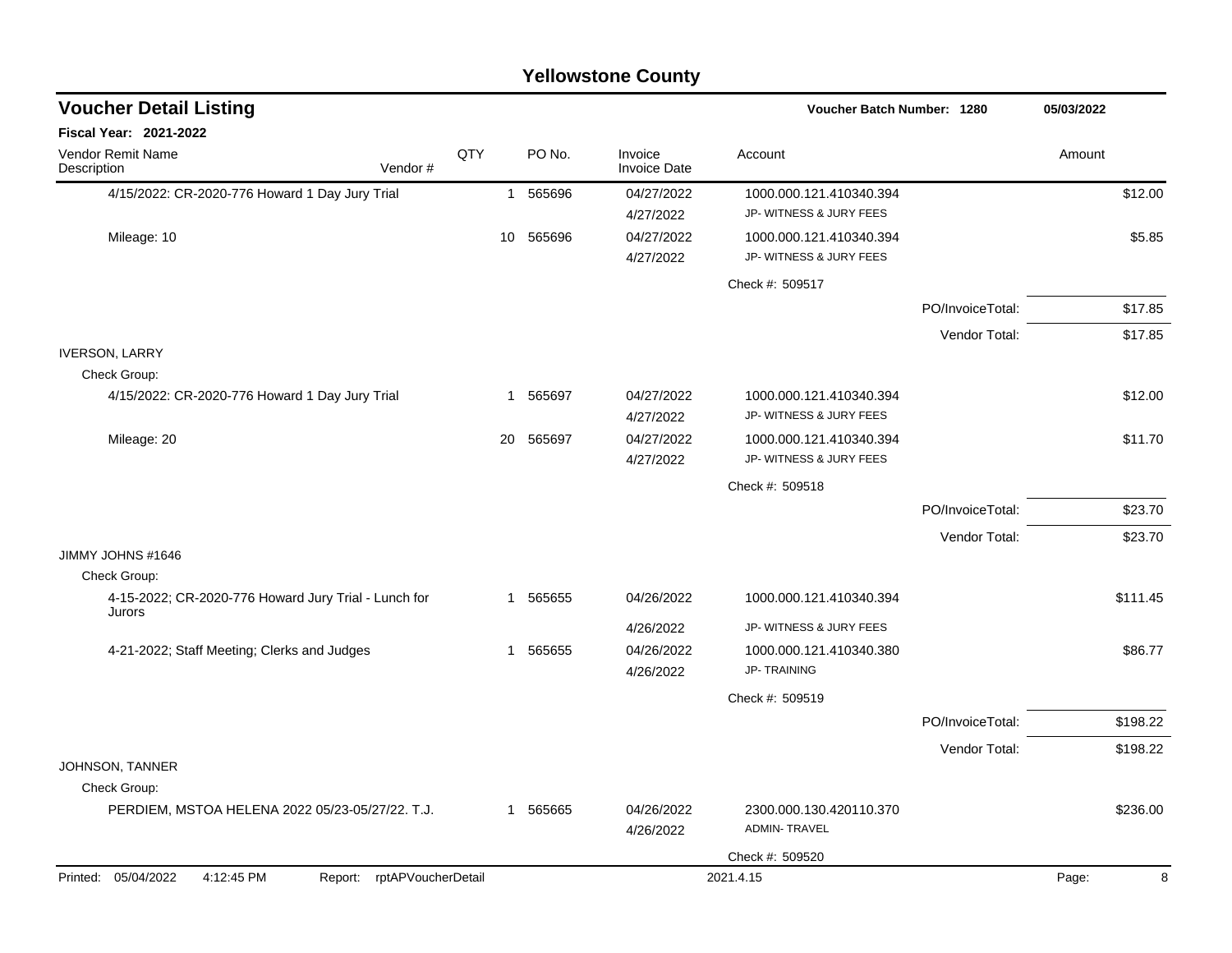# Yellowstone County

## Voucher Detail Listing

**Voucher Batch Number: 1280** — 05/03/2022

**Fiscal Year: 2021-2022**

| Vendor Remit Name / Description | Vendor # | QTY | PO No. | Invoice / Invoice Date | Account | | Amount |
|---|---|---|---|---|---|---|---|
| 4/15/2022: CR-2020-776 Howard 1 Day Jury Trial | | 1 | 565696 | 04/27/2022 / 4/27/2022 | 1000.000.121.410340.394 JP- WITNESS & JURY FEES | | $12.00 |
| Mileage: 10 | | 10 | 565696 | 04/27/2022 / 4/27/2022 | 1000.000.121.410340.394 JP- WITNESS & JURY FEES | | $5.85 |
| | | | | | Check #: 509517 | | |
| | | | | | | PO/InvoiceTotal: | $17.85 |
| | | | | | | Vendor Total: | $17.85 |
| IVERSON, LARRY | | | | | | | |
| Check Group: | | | | | | | |
| 4/15/2022: CR-2020-776 Howard 1 Day Jury Trial | | 1 | 565697 | 04/27/2022 / 4/27/2022 | 1000.000.121.410340.394 JP- WITNESS & JURY FEES | | $12.00 |
| Mileage: 20 | | 20 | 565697 | 04/27/2022 / 4/27/2022 | 1000.000.121.410340.394 JP- WITNESS & JURY FEES | | $11.70 |
| | | | | | Check #: 509518 | | |
| | | | | | | PO/InvoiceTotal: | $23.70 |
| | | | | | | Vendor Total: | $23.70 |
| JIMMY JOHNS #1646 | | | | | | | |
| Check Group: | | | | | | | |
| 4-15-2022; CR-2020-776 Howard Jury Trial - Lunch for Jurors | | 1 | 565655 | 04/26/2022 / 4/26/2022 | 1000.000.121.410340.394 JP- WITNESS & JURY FEES | | $111.45 |
| 4-21-2022; Staff Meeting; Clerks and Judges | | 1 | 565655 | 04/26/2022 / 4/26/2022 | 1000.000.121.410340.380 JP- TRAINING | | $86.77 |
| | | | | | Check #: 509519 | | |
| | | | | | | PO/InvoiceTotal: | $198.22 |
| | | | | | | Vendor Total: | $198.22 |
| JOHNSON, TANNER | | | | | | | |
| Check Group: | | | | | | | |
| PERDIEM, MSTOA HELENA 2022 05/23-05/27/22. T.J. | | 1 | 565665 | 04/26/2022 / 4/26/2022 | 2300.000.130.420110.370 ADMIN- TRAVEL | | $236.00 |
| | | | | | Check #: 509520 | | |

Printed: 05/04/2022 4:12:45 PM Report: rptAPVoucherDetail 2021.4.15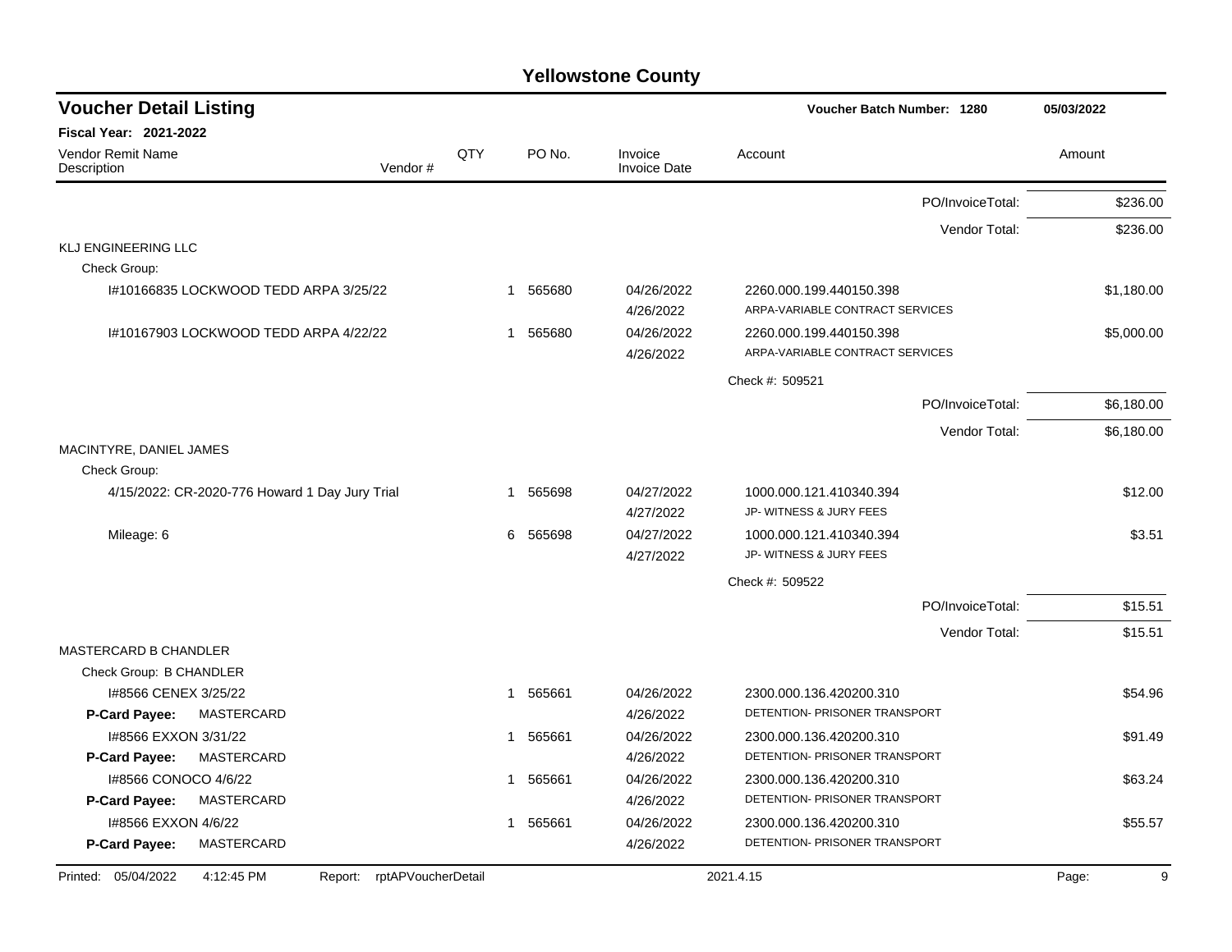# Yellowstone County

## Voucher Detail Listing

**Voucher Batch Number: 1280** | 05/03/2022

**Fiscal Year: 2021-2022**

| Vendor Remit Name / Description | Vendor # | QTY | PO No. | Invoice / Invoice Date | Account | Amount |
|---|---|---|---|---|---|---|
| | | | | | PO/InvoiceTotal: | $236.00 |
| | | | | | Vendor Total: | $236.00 |
| KLJ ENGINEERING LLC | | | | | | |
| Check Group: | | | | | | |
| I#10166835 LOCKWOOD TEDD ARPA 3/25/22 | | 1 | 565680 | 04/26/2022<br>4/26/2022 | 2260.000.199.440150.398<br>ARPA-VARIABLE CONTRACT SERVICES | $1,180.00 |
| I#10167903 LOCKWOOD TEDD ARPA 4/22/22 | | 1 | 565680 | 04/26/2022<br>4/26/2022 | 2260.000.199.440150.398<br>ARPA-VARIABLE CONTRACT SERVICES | $5,000.00 |
| | | | | | Check #: 509521 | |
| | | | | | PO/InvoiceTotal: | $6,180.00 |
| | | | | | Vendor Total: | $6,180.00 |
| MACINTYRE, DANIEL JAMES | | | | | | |
| Check Group: | | | | | | |
| 4/15/2022: CR-2020-776 Howard 1 Day Jury Trial | | 1 | 565698 | 04/27/2022<br>4/27/2022 | 1000.000.121.410340.394<br>JP- WITNESS & JURY FEES | $12.00 |
| Mileage: 6 | | 6 | 565698 | 04/27/2022<br>4/27/2022 | 1000.000.121.410340.394<br>JP- WITNESS & JURY FEES | $3.51 |
| | | | | | Check #: 509522 | |
| | | | | | PO/InvoiceTotal: | $15.51 |
| | | | | | Vendor Total: | $15.51 |
| MASTERCARD B CHANDLER | | | | | | |
| Check Group: B CHANDLER | | | | | | |
| I#8566 CENEX 3/25/22<br>**P-Card Payee:** MASTERCARD | | 1 | 565661 | 04/26/2022<br>4/26/2022 | 2300.000.136.420200.310<br>DETENTION- PRISONER TRANSPORT | $54.96 |
| I#8566 EXXON 3/31/22<br>**P-Card Payee:** MASTERCARD | | 1 | 565661 | 04/26/2022<br>4/26/2022 | 2300.000.136.420200.310<br>DETENTION- PRISONER TRANSPORT | $91.49 |
| I#8566 CONOCO 4/6/22<br>**P-Card Payee:** MASTERCARD | | 1 | 565661 | 04/26/2022<br>4/26/2022 | 2300.000.136.420200.310<br>DETENTION- PRISONER TRANSPORT | $63.24 |
| I#8566 EXXON 4/6/22<br>**P-Card Payee:** MASTERCARD | | 1 | 565661 | 04/26/2022<br>4/26/2022 | 2300.000.136.420200.310<br>DETENTION- PRISONER TRANSPORT | $55.57 |

Printed: 05/04/2022 4:12:45 PM Report: rptAPVoucherDetail 2021.4.15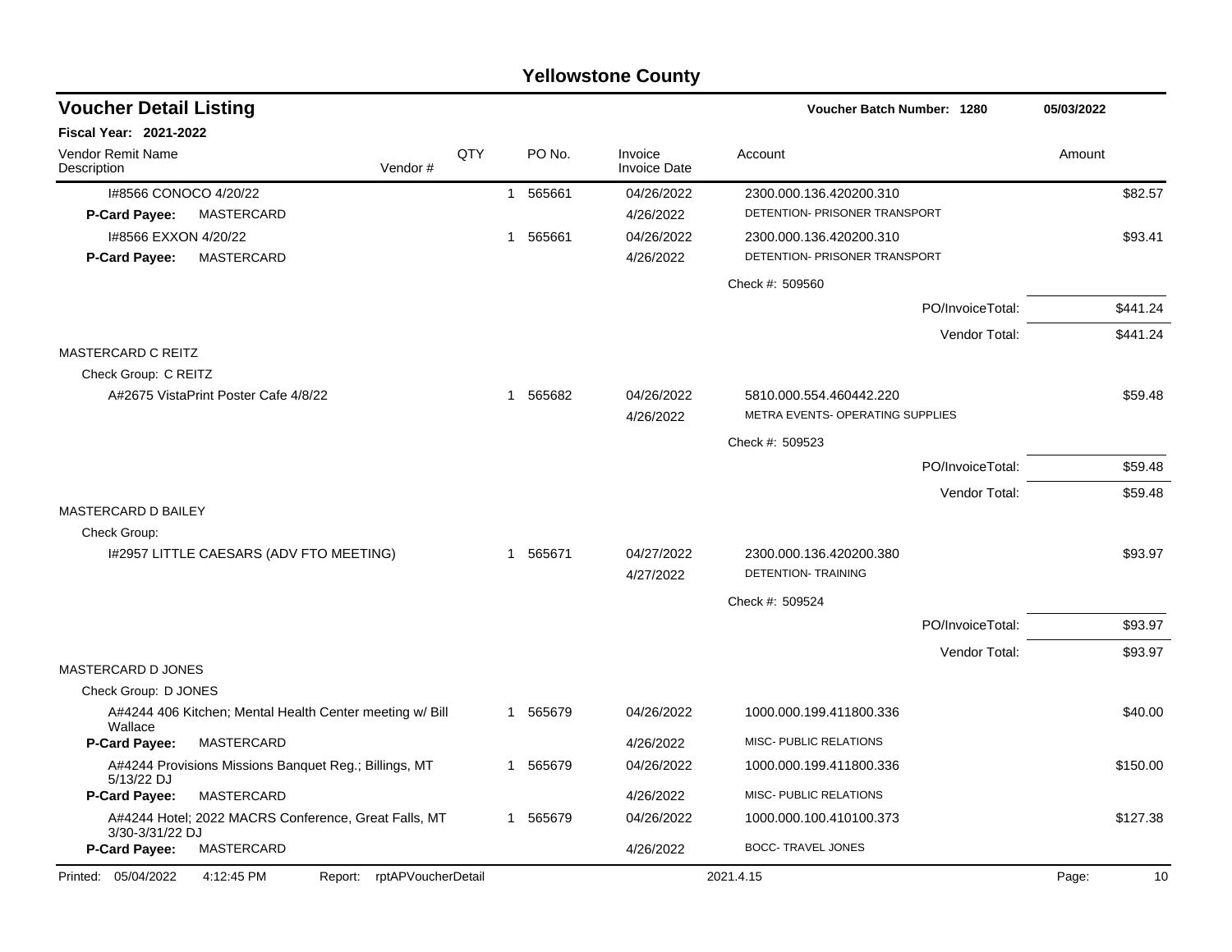# Yellowstone County

## Voucher Detail Listing

Voucher Batch Number: 1280 — 05/03/2022

**Fiscal Year: 2021-2022**

| Vendor Remit Name / Description | Vendor # | QTY | PO No. | Invoice / Invoice Date | Account | Amount |
|---|---|---|---|---|---|---|
| I#8566 CONOCO 4/20/22 | | 1 | 565661 | 04/26/2022 | 2300.000.136.420200.310 | $82.57 |
| **P-Card Payee:** MASTERCARD | | | | 4/26/2022 | DETENTION- PRISONER TRANSPORT | |
| I#8566 EXXON 4/20/22 | | 1 | 565661 | 04/26/2022 | 2300.000.136.420200.310 | $93.41 |
| **P-Card Payee:** MASTERCARD | | | | 4/26/2022 | DETENTION- PRISONER TRANSPORT | |
| | | | | | Check #: 509560 | |
| | | | | | PO/InvoiceTotal: | $441.24 |
| | | | | | Vendor Total: | $441.24 |
| MASTERCARD C REITZ | | | | | | |
| Check Group: C REITZ | | | | | | |
| A#2675 VistaPrint Poster Cafe 4/8/22 | | 1 | 565682 | 04/26/2022 | 5810.000.554.460442.220 | $59.48 |
| | | | | 4/26/2022 | METRA EVENTS- OPERATING SUPPLIES | |
| | | | | | Check #: 509523 | |
| | | | | | PO/InvoiceTotal: | $59.48 |
| | | | | | Vendor Total: | $59.48 |
| MASTERCARD D BAILEY | | | | | | |
| Check Group: | | | | | | |
| I#2957 LITTLE CAESARS (ADV FTO MEETING) | | 1 | 565671 | 04/27/2022 | 2300.000.136.420200.380 | $93.97 |
| | | | | 4/27/2022 | DETENTION- TRAINING | |
| | | | | | Check #: 509524 | |
| | | | | | PO/InvoiceTotal: | $93.97 |
| | | | | | Vendor Total: | $93.97 |
| MASTERCARD D JONES | | | | | | |
| Check Group: D JONES | | | | | | |
| A#4244 406 Kitchen; Mental Health Center meeting w/ Bill Wallace | | 1 | 565679 | 04/26/2022 | 1000.000.199.411800.336 | $40.00 |
| **P-Card Payee:** MASTERCARD | | | | 4/26/2022 | MISC- PUBLIC RELATIONS | |
| A#4244 Provisions Missions Banquet Reg.; Billings, MT 5/13/22 DJ | | 1 | 565679 | 04/26/2022 | 1000.000.199.411800.336 | $150.00 |
| **P-Card Payee:** MASTERCARD | | | | 4/26/2022 | MISC- PUBLIC RELATIONS | |
| A#4244 Hotel; 2022 MACRS Conference, Great Falls, MT 3/30-3/31/22 DJ | | 1 | 565679 | 04/26/2022 | 1000.000.100.410100.373 | $127.38 |
| **P-Card Payee:** MASTERCARD | | | | 4/26/2022 | BOCC- TRAVEL JONES | |

Printed: 05/04/2022 4:12:45 PM Report: rptAPVoucherDetail 2021.4.15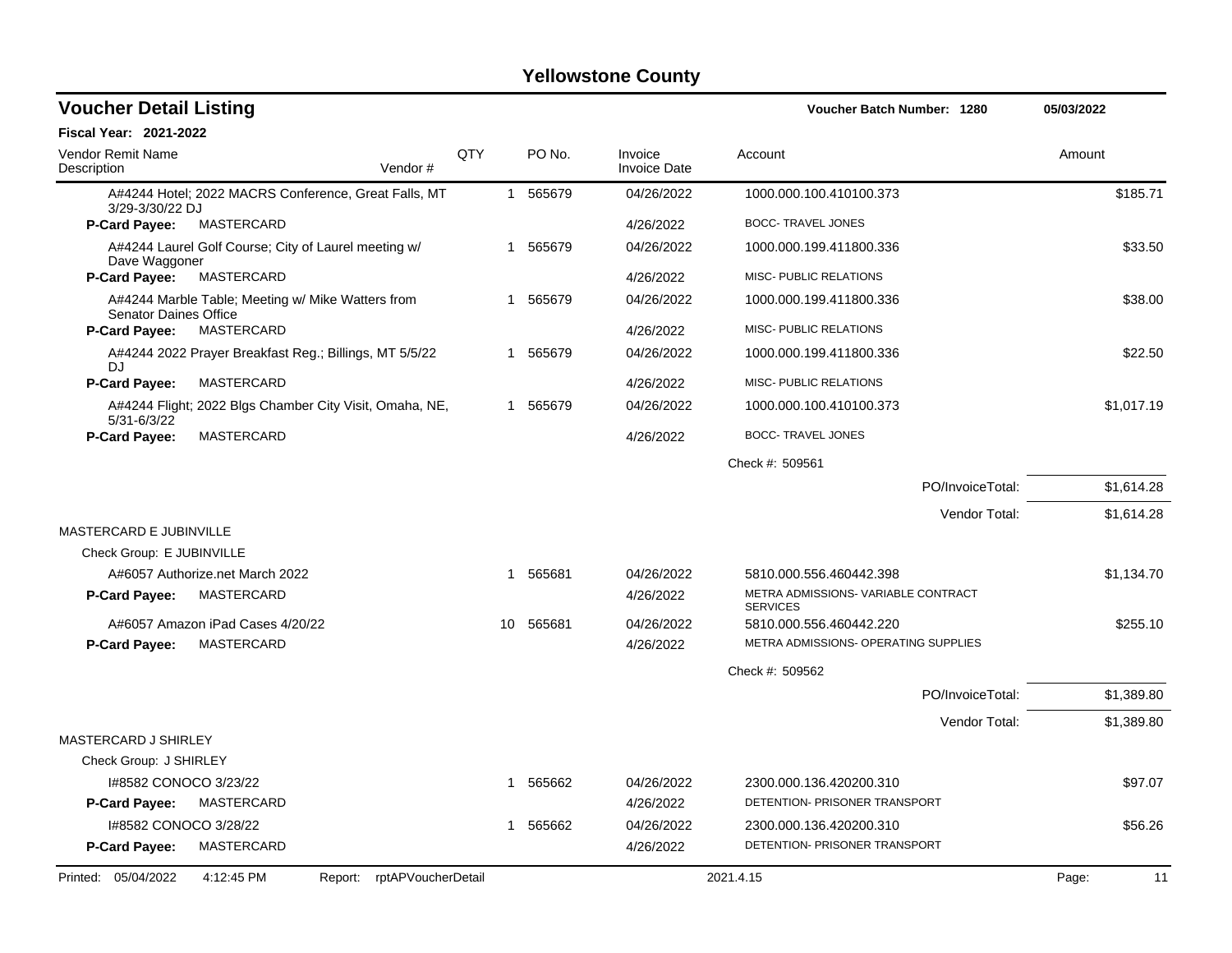# Yellowstone County

## Voucher Detail Listing

**Voucher Batch Number: 1280** 05/03/2022

**Fiscal Year: 2021-2022**

| Vendor Remit Name / Description | Vendor # | QTY | PO No. | Invoice / Invoice Date | Account | Amount |
|---|---|---|---|---|---|---|
| A#4244 Hotel; 2022 MACRS Conference, Great Falls, MT 3/29-3/30/22 DJ | | 1 | 565679 | 04/26/2022 | 1000.000.100.410100.373 | $185.71 |
| **P-Card Payee:** MASTERCARD | | | | 4/26/2022 | BOCC- TRAVEL JONES | |
| A#4244 Laurel Golf Course; City of Laurel meeting w/ Dave Waggoner | | 1 | 565679 | 04/26/2022 | 1000.000.199.411800.336 | $33.50 |
| **P-Card Payee:** MASTERCARD | | | | 4/26/2022 | MISC- PUBLIC RELATIONS | |
| A#4244 Marble Table; Meeting w/ Mike Watters from Senator Daines Office | | 1 | 565679 | 04/26/2022 | 1000.000.199.411800.336 | $38.00 |
| **P-Card Payee:** MASTERCARD | | | | 4/26/2022 | MISC- PUBLIC RELATIONS | |
| A#4244 2022 Prayer Breakfast Reg.; Billings, MT 5/5/22 DJ | | 1 | 565679 | 04/26/2022 | 1000.000.199.411800.336 | $22.50 |
| **P-Card Payee:** MASTERCARD | | | | 4/26/2022 | MISC- PUBLIC RELATIONS | |
| A#4244 Flight; 2022 Blgs Chamber City Visit, Omaha, NE, 5/31-6/3/22 | | 1 | 565679 | 04/26/2022 | 1000.000.100.410100.373 | $1,017.19 |
| **P-Card Payee:** MASTERCARD | | | | 4/26/2022 | BOCC- TRAVEL JONES | |
| | | | | | Check #: 509561 | |
| | | | | | PO/InvoiceTotal: | $1,614.28 |
| | | | | | Vendor Total: | $1,614.28 |
| MASTERCARD E JUBINVILLE | | | | | | |
| Check Group: E JUBINVILLE | | | | | | |
| A#6057 Authorize.net March 2022 | | 1 | 565681 | 04/26/2022 | 5810.000.556.460442.398 | $1,134.70 |
| **P-Card Payee:** MASTERCARD | | | | 4/26/2022 | METRA ADMISSIONS- VARIABLE CONTRACT SERVICES | |
| A#6057 Amazon iPad Cases 4/20/22 | | 10 | 565681 | 04/26/2022 | 5810.000.556.460442.220 | $255.10 |
| **P-Card Payee:** MASTERCARD | | | | 4/26/2022 | METRA ADMISSIONS- OPERATING SUPPLIES | |
| | | | | | Check #: 509562 | |
| | | | | | PO/InvoiceTotal: | $1,389.80 |
| | | | | | Vendor Total: | $1,389.80 |
| MASTERCARD J SHIRLEY | | | | | | |
| Check Group: J SHIRLEY | | | | | | |
| I#8582 CONOCO 3/23/22 | | 1 | 565662 | 04/26/2022 | 2300.000.136.420200.310 | $97.07 |
| **P-Card Payee:** MASTERCARD | | | | 4/26/2022 | DETENTION- PRISONER TRANSPORT | |
| I#8582 CONOCO 3/28/22 | | 1 | 565662 | 04/26/2022 | 2300.000.136.420200.310 | $56.26 |
| **P-Card Payee:** MASTERCARD | | | | 4/26/2022 | DETENTION- PRISONER TRANSPORT | |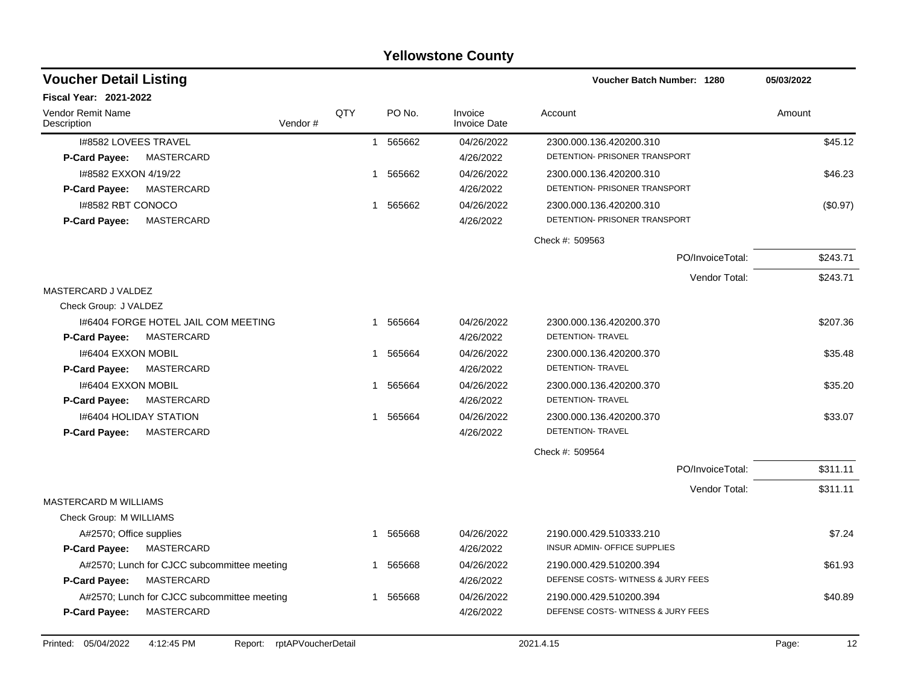# Yellowstone County

## Voucher Detail Listing

**Voucher Batch Number: 1280** 05/03/2022

**Fiscal Year: 2021-2022**

| Vendor Remit Name / Description | Vendor # | QTY | PO No. | Invoice / Invoice Date | Account | Amount |
|---|---|---|---|---|---|---|
| I#8582 LOVEES TRAVEL | | 1 | 565662 | 04/26/2022 | 2300.000.136.420200.310 | $45.12 |
| **P-Card Payee:** MASTERCARD | | | | 4/26/2022 | DETENTION- PRISONER TRANSPORT | |
| I#8582 EXXON 4/19/22 | | 1 | 565662 | 04/26/2022 | 2300.000.136.420200.310 | $46.23 |
| **P-Card Payee:** MASTERCARD | | | | 4/26/2022 | DETENTION- PRISONER TRANSPORT | |
| I#8582 RBT CONOCO | | 1 | 565662 | 04/26/2022 | 2300.000.136.420200.310 | ($0.97) |
| **P-Card Payee:** MASTERCARD | | | | 4/26/2022 | DETENTION- PRISONER TRANSPORT | |
| | | | | | Check #: 509563 | |
| | | | | | PO/InvoiceTotal: | $243.71 |
| | | | | | Vendor Total: | $243.71 |
| MASTERCARD J VALDEZ | | | | | | |
| Check Group: J VALDEZ | | | | | | |
| I#6404 FORGE HOTEL JAIL COM MEETING | | 1 | 565664 | 04/26/2022 | 2300.000.136.420200.370 | $207.36 |
| **P-Card Payee:** MASTERCARD | | | | 4/26/2022 | DETENTION- TRAVEL | |
| I#6404 EXXON MOBIL | | 1 | 565664 | 04/26/2022 | 2300.000.136.420200.370 | $35.48 |
| **P-Card Payee:** MASTERCARD | | | | 4/26/2022 | DETENTION- TRAVEL | |
| I#6404 EXXON MOBIL | | 1 | 565664 | 04/26/2022 | 2300.000.136.420200.370 | $35.20 |
| **P-Card Payee:** MASTERCARD | | | | 4/26/2022 | DETENTION- TRAVEL | |
| I#6404 HOLIDAY STATION | | 1 | 565664 | 04/26/2022 | 2300.000.136.420200.370 | $33.07 |
| **P-Card Payee:** MASTERCARD | | | | 4/26/2022 | DETENTION- TRAVEL | |
| | | | | | Check #: 509564 | |
| | | | | | PO/InvoiceTotal: | $311.11 |
| | | | | | Vendor Total: | $311.11 |
| MASTERCARD M WILLIAMS | | | | | | |
| Check Group: M WILLIAMS | | | | | | |
| A#2570; Office supplies | | 1 | 565668 | 04/26/2022 | 2190.000.429.510333.210 | $7.24 |
| **P-Card Payee:** MASTERCARD | | | | 4/26/2022 | INSUR ADMIN- OFFICE SUPPLIES | |
| A#2570; Lunch for CJCC subcommittee meeting | | 1 | 565668 | 04/26/2022 | 2190.000.429.510200.394 | $61.93 |
| **P-Card Payee:** MASTERCARD | | | | 4/26/2022 | DEFENSE COSTS- WITNESS & JURY FEES | |
| A#2570; Lunch for CJCC subcommittee meeting | | 1 | 565668 | 04/26/2022 | 2190.000.429.510200.394 | $40.89 |
| **P-Card Payee:** MASTERCARD | | | | 4/26/2022 | DEFENSE COSTS- WITNESS & JURY FEES | |

Printed: 05/04/2022 4:12:45 PM Report: rptAPVoucherDetail 2021.4.15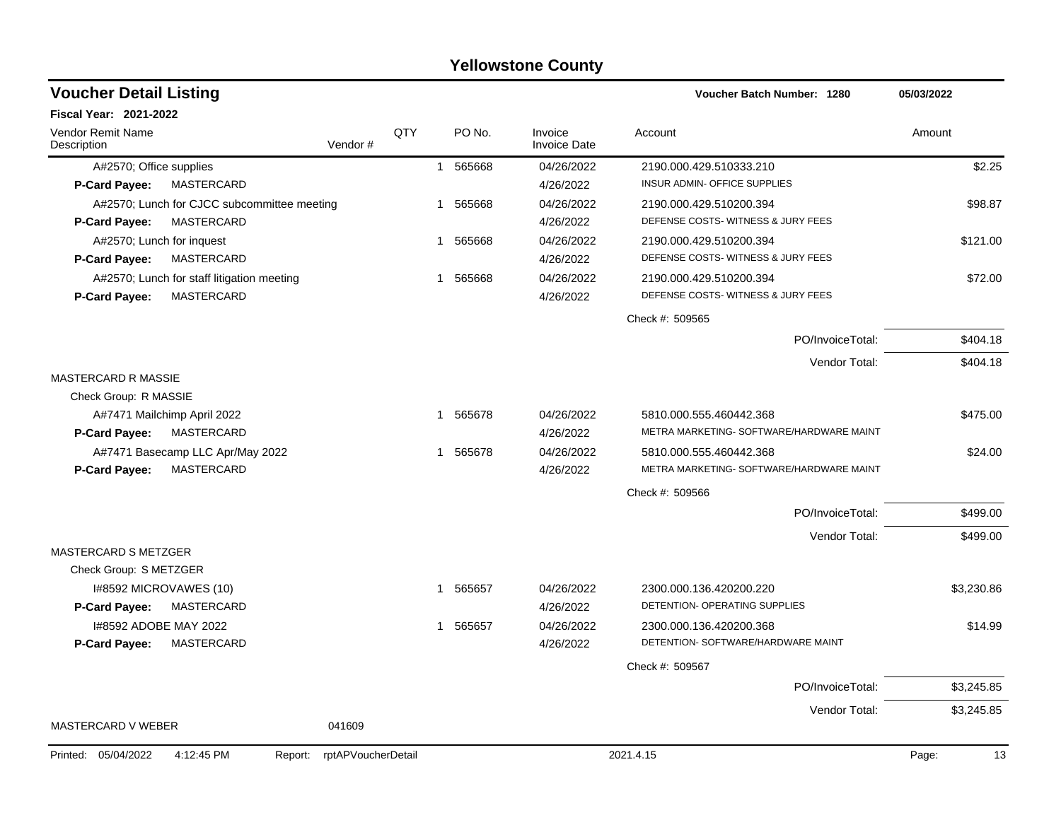# Yellowstone County

## Voucher Detail Listing

**Voucher Batch Number: 1280** — 05/03/2022

**Fiscal Year: 2021-2022**

| Vendor Remit Name / Description | Vendor # | QTY | PO No. | Invoice / Invoice Date | Account | Amount |
|---|---|---|---|---|---|---|
| A#2570; Office supplies | | 1 | 565668 | 04/26/2022 | 2190.000.429.510333.210 | $2.25 |
| **P-Card Payee:** MASTERCARD | | | | 4/26/2022 | INSUR ADMIN- OFFICE SUPPLIES | |
| A#2570; Lunch for CJCC subcommittee meeting | | 1 | 565668 | 04/26/2022 | 2190.000.429.510200.394 | $98.87 |
| **P-Card Payee:** MASTERCARD | | | | 4/26/2022 | DEFENSE COSTS- WITNESS & JURY FEES | |
| A#2570; Lunch for inquest | | 1 | 565668 | 04/26/2022 | 2190.000.429.510200.394 | $121.00 |
| **P-Card Payee:** MASTERCARD | | | | 4/26/2022 | DEFENSE COSTS- WITNESS & JURY FEES | |
| A#2570; Lunch for staff litigation meeting | | 1 | 565668 | 04/26/2022 | 2190.000.429.510200.394 | $72.00 |
| **P-Card Payee:** MASTERCARD | | | | 4/26/2022 | DEFENSE COSTS- WITNESS & JURY FEES | |
| | | | | | Check #: 509565 | |
| | | | | | PO/InvoiceTotal: | $404.18 |
| | | | | | Vendor Total: | $404.18 |
| MASTERCARD R MASSIE | | | | | | |
| Check Group: R MASSIE | | | | | | |
| A#7471 Mailchimp April 2022 | | 1 | 565678 | 04/26/2022 | 5810.000.555.460442.368 | $475.00 |
| **P-Card Payee:** MASTERCARD | | | | 4/26/2022 | METRA MARKETING- SOFTWARE/HARDWARE MAINT | |
| A#7471 Basecamp LLC Apr/May 2022 | | 1 | 565678 | 04/26/2022 | 5810.000.555.460442.368 | $24.00 |
| **P-Card Payee:** MASTERCARD | | | | 4/26/2022 | METRA MARKETING- SOFTWARE/HARDWARE MAINT | |
| | | | | | Check #: 509566 | |
| | | | | | PO/InvoiceTotal: | $499.00 |
| | | | | | Vendor Total: | $499.00 |
| MASTERCARD S METZGER | | | | | | |
| Check Group: S METZGER | | | | | | |
| I#8592 MICROVAWES (10) | | 1 | 565657 | 04/26/2022 | 2300.000.136.420200.220 | $3,230.86 |
| **P-Card Payee:** MASTERCARD | | | | 4/26/2022 | DETENTION- OPERATING SUPPLIES | |
| I#8592 ADOBE MAY 2022 | | 1 | 565657 | 04/26/2022 | 2300.000.136.420200.368 | $14.99 |
| **P-Card Payee:** MASTERCARD | | | | 4/26/2022 | DETENTION- SOFTWARE/HARDWARE MAINT | |
| | | | | | Check #: 509567 | |
| | | | | | PO/InvoiceTotal: | $3,245.85 |
| | | | | | Vendor Total: | $3,245.85 |
| MASTERCARD V WEBER | 041609 | | | | | |

Printed: 05/04/2022 4:12:45 PM Report: rptAPVoucherDetail 2021.4.15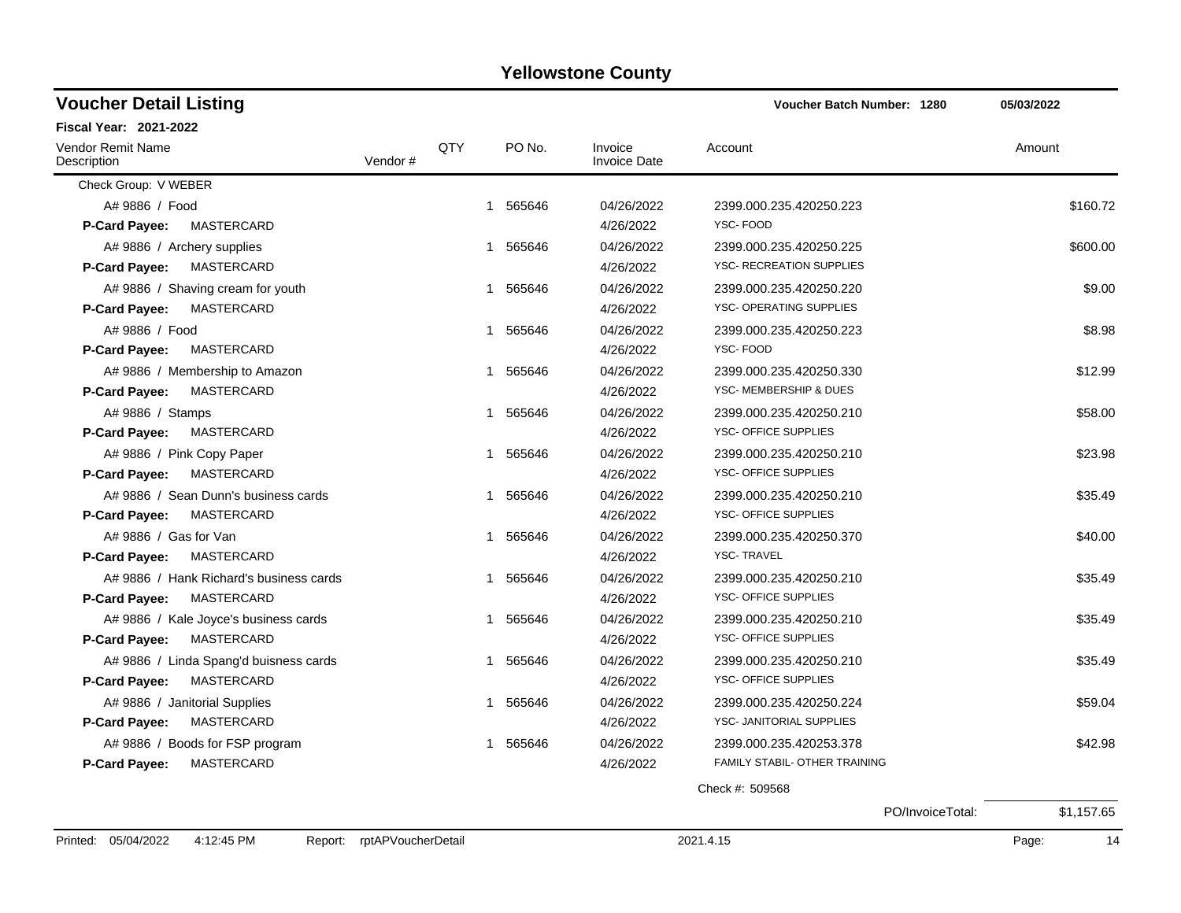# Yellowstone County

## Voucher Detail Listing

**Voucher Batch Number: 1280** 05/03/2022

**Fiscal Year: 2021-2022**

| Vendor Remit Name / Description | Vendor # | QTY | PO No. | Invoice / Invoice Date | Account | Amount |
|---|---|---|---|---|---|---|
| Check Group: V WEBER | | | | | | |
| A# 9886 / Food | | 1 | 565646 | 04/26/2022 | 2399.000.235.420250.223 | $160.72 |
| **P-Card Payee:** MASTERCARD | | | | 4/26/2022 | YSC- FOOD | |
| A# 9886 / Archery supplies | | 1 | 565646 | 04/26/2022 | 2399.000.235.420250.225 | $600.00 |
| **P-Card Payee:** MASTERCARD | | | | 4/26/2022 | YSC- RECREATION SUPPLIES | |
| A# 9886 / Shaving cream for youth | | 1 | 565646 | 04/26/2022 | 2399.000.235.420250.220 | $9.00 |
| **P-Card Payee:** MASTERCARD | | | | 4/26/2022 | YSC- OPERATING SUPPLIES | |
| A# 9886 / Food | | 1 | 565646 | 04/26/2022 | 2399.000.235.420250.223 | $8.98 |
| **P-Card Payee:** MASTERCARD | | | | 4/26/2022 | YSC- FOOD | |
| A# 9886 / Membership to Amazon | | 1 | 565646 | 04/26/2022 | 2399.000.235.420250.330 | $12.99 |
| **P-Card Payee:** MASTERCARD | | | | 4/26/2022 | YSC- MEMBERSHIP & DUES | |
| A# 9886 / Stamps | | 1 | 565646 | 04/26/2022 | 2399.000.235.420250.210 | $58.00 |
| **P-Card Payee:** MASTERCARD | | | | 4/26/2022 | YSC- OFFICE SUPPLIES | |
| A# 9886 / Pink Copy Paper | | 1 | 565646 | 04/26/2022 | 2399.000.235.420250.210 | $23.98 |
| **P-Card Payee:** MASTERCARD | | | | 4/26/2022 | YSC- OFFICE SUPPLIES | |
| A# 9886 / Sean Dunn's business cards | | 1 | 565646 | 04/26/2022 | 2399.000.235.420250.210 | $35.49 |
| **P-Card Payee:** MASTERCARD | | | | 4/26/2022 | YSC- OFFICE SUPPLIES | |
| A# 9886 / Gas for Van | | 1 | 565646 | 04/26/2022 | 2399.000.235.420250.370 | $40.00 |
| **P-Card Payee:** MASTERCARD | | | | 4/26/2022 | YSC- TRAVEL | |
| A# 9886 / Hank Richard's business cards | | 1 | 565646 | 04/26/2022 | 2399.000.235.420250.210 | $35.49 |
| **P-Card Payee:** MASTERCARD | | | | 4/26/2022 | YSC- OFFICE SUPPLIES | |
| A# 9886 / Kale Joyce's business cards | | 1 | 565646 | 04/26/2022 | 2399.000.235.420250.210 | $35.49 |
| **P-Card Payee:** MASTERCARD | | | | 4/26/2022 | YSC- OFFICE SUPPLIES | |
| A# 9886 / Linda Spang'd buisness cards | | 1 | 565646 | 04/26/2022 | 2399.000.235.420250.210 | $35.49 |
| **P-Card Payee:** MASTERCARD | | | | 4/26/2022 | YSC- OFFICE SUPPLIES | |
| A# 9886 / Janitorial Supplies | | 1 | 565646 | 04/26/2022 | 2399.000.235.420250.224 | $59.04 |
| **P-Card Payee:** MASTERCARD | | | | 4/26/2022 | YSC- JANITORIAL SUPPLIES | |
| A# 9886 / Boods for FSP program | | 1 | 565646 | 04/26/2022 | 2399.000.235.420253.378 | $42.98 |
| **P-Card Payee:** MASTERCARD | | | | 4/26/2022 | FAMILY STABIL- OTHER TRAINING | |
| | | | | | Check #: 509568 | |
| | | | | | PO/InvoiceTotal: | $1,157.65 |

Printed: 05/04/2022 4:12:45 PM Report: rptAPVoucherDetail 2021.4.15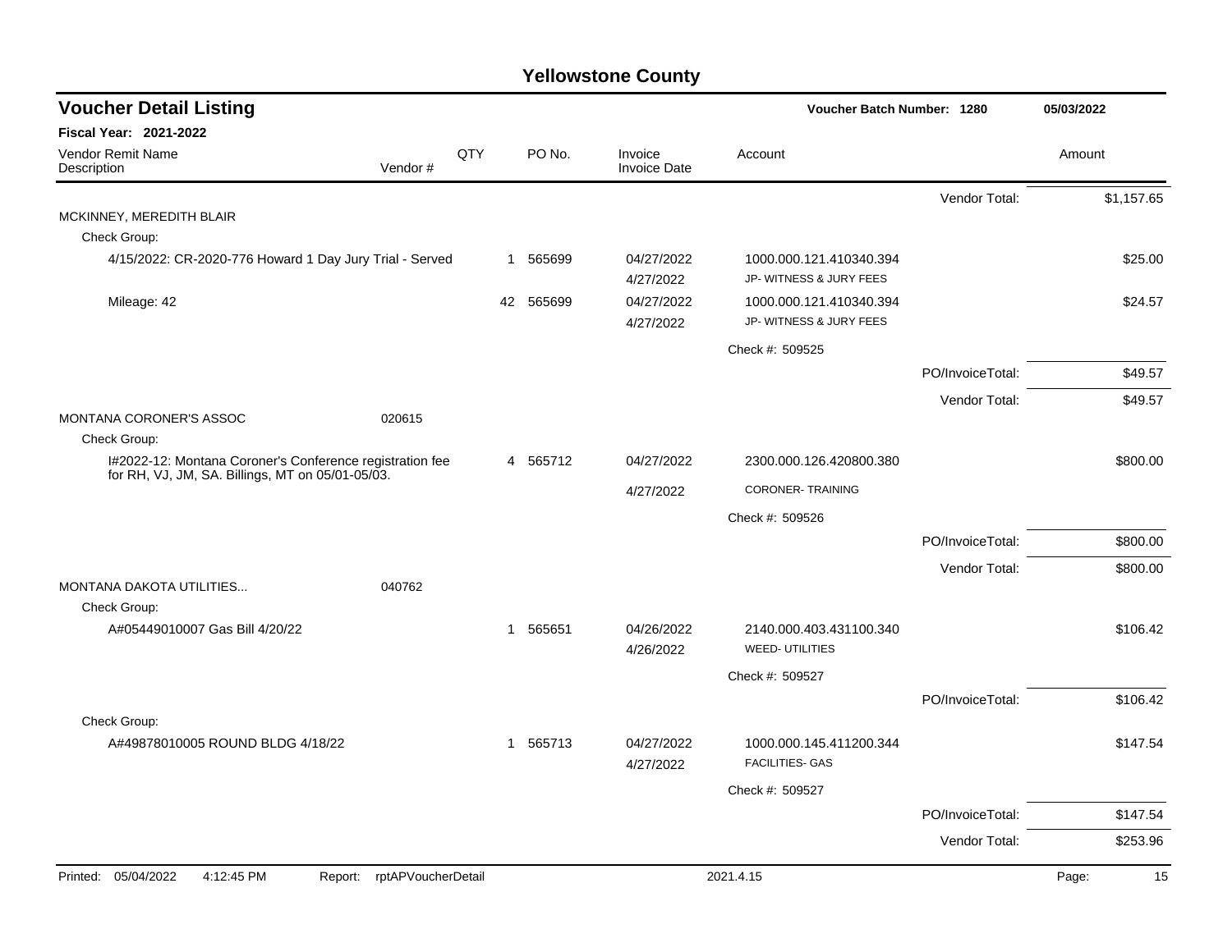# Yellowstone County

## Voucher Detail Listing

Voucher Batch Number: 1280 — 05/03/2022

**Fiscal Year: 2021-2022**

| Vendor Remit Name / Description | Vendor # | QTY | PO No. | Invoice / Invoice Date | Account | | Amount |
|---|---|---|---|---|---|---|---|
| | | | | | | Vendor Total: | $1,157.65 |
| MCKINNEY, MEREDITH BLAIR | | | | | | | |
| Check Group: | | | | | | | |
| 4/15/2022: CR-2020-776 Howard 1 Day Jury Trial - Served | | 1 | 565699 | 04/27/2022 4/27/2022 | 1000.000.121.410340.394 JP- WITNESS & JURY FEES | | $25.00 |
| Mileage: 42 | | 42 | 565699 | 04/27/2022 4/27/2022 | 1000.000.121.410340.394 JP- WITNESS & JURY FEES | | $24.57 |
| | | | | | Check #: 509525 | | |
| | | | | | | PO/InvoiceTotal: | $49.57 |
| | | | | | | Vendor Total: | $49.57 |
| MONTANA CORONER'S ASSOC | 020615 | | | | | | |
| Check Group: | | | | | | | |
| I#2022-12: Montana Coroner's Conference registration fee for RH, VJ, JM, SA. Billings, MT on 05/01-05/03. | | 4 | 565712 | 04/27/2022 4/27/2022 | 2300.000.126.420800.380 CORONER- TRAINING | | $800.00 |
| | | | | | Check #: 509526 | | |
| | | | | | | PO/InvoiceTotal: | $800.00 |
| | | | | | | Vendor Total: | $800.00 |
| MONTANA DAKOTA UTILITIES... | 040762 | | | | | | |
| Check Group: | | | | | | | |
| A#05449010007 Gas Bill 4/20/22 | | 1 | 565651 | 04/26/2022 4/26/2022 | 2140.000.403.431100.340 WEED- UTILITIES | | $106.42 |
| | | | | | Check #: 509527 | | |
| | | | | | | PO/InvoiceTotal: | $106.42 |
| Check Group: | | | | | | | |
| A#49878010005 ROUND BLDG 4/18/22 | | 1 | 565713 | 04/27/2022 4/27/2022 | 1000.000.145.411200.344 FACILITIES- GAS | | $147.54 |
| | | | | | Check #: 509527 | | |
| | | | | | | PO/InvoiceTotal: | $147.54 |
| | | | | | | Vendor Total: | $253.96 |

Printed: 05/04/2022 4:12:45 PM Report: rptAPVoucherDetail 2021.4.15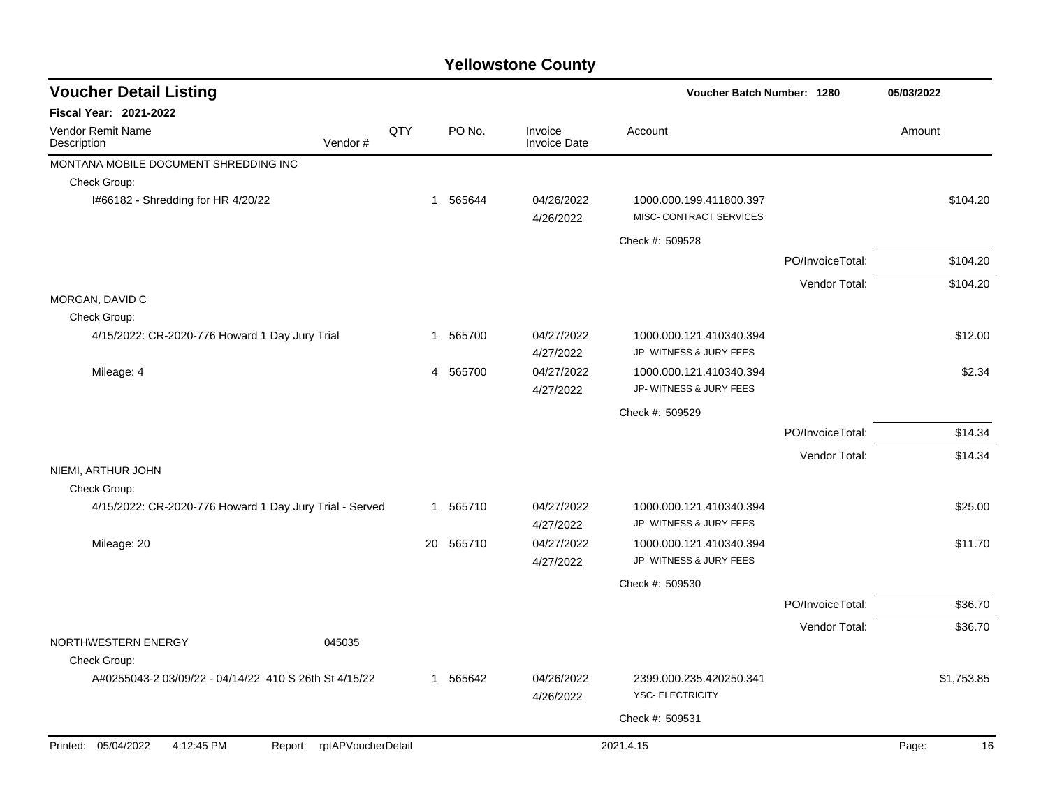# Yellowstone County

## Voucher Detail Listing

**Voucher Batch Number: 1280** 05/03/2022

**Fiscal Year: 2021-2022**

| Vendor Remit Name / Description | Vendor # | QTY | PO No. | Invoice / Invoice Date | Account | | Amount |
|---|---|---|---|---|---|---|---|
| MONTANA MOBILE DOCUMENT SHREDDING INC | | | | | | | |
| Check Group: | | | | | | | |
| I#66182 - Shredding for HR 4/20/22 | | 1 | 565644 | 04/26/2022 4/26/2022 | 1000.000.199.411800.397 MISC- CONTRACT SERVICES | | $104.20 |
| | | | | | Check #: 509528 | | |
| | | | | | | PO/InvoiceTotal: | $104.20 |
| | | | | | | Vendor Total: | $104.20 |
| MORGAN, DAVID C | | | | | | | |
| Check Group: | | | | | | | |
| 4/15/2022: CR-2020-776 Howard 1 Day Jury Trial | | 1 | 565700 | 04/27/2022 4/27/2022 | 1000.000.121.410340.394 JP- WITNESS & JURY FEES | | $12.00 |
| Mileage: 4 | | 4 | 565700 | 04/27/2022 4/27/2022 | 1000.000.121.410340.394 JP- WITNESS & JURY FEES | | $2.34 |
| | | | | | Check #: 509529 | | |
| | | | | | | PO/InvoiceTotal: | $14.34 |
| | | | | | | Vendor Total: | $14.34 |
| NIEMI, ARTHUR JOHN | | | | | | | |
| Check Group: | | | | | | | |
| 4/15/2022: CR-2020-776 Howard 1 Day Jury Trial - Served | | 1 | 565710 | 04/27/2022 4/27/2022 | 1000.000.121.410340.394 JP- WITNESS & JURY FEES | | $25.00 |
| Mileage: 20 | | 20 | 565710 | 04/27/2022 4/27/2022 | 1000.000.121.410340.394 JP- WITNESS & JURY FEES | | $11.70 |
| | | | | | Check #: 509530 | | |
| | | | | | | PO/InvoiceTotal: | $36.70 |
| | | | | | | Vendor Total: | $36.70 |
| NORTHWESTERN ENERGY | 045035 | | | | | | |
| Check Group: | | | | | | | |
| A#0255043-2 03/09/22 - 04/14/22 410 S 26th St 4/15/22 | | 1 | 565642 | 04/26/2022 4/26/2022 | 2399.000.235.420250.341 YSC- ELECTRICITY | | $1,753.85 |
| | | | | | Check #: 509531 | | |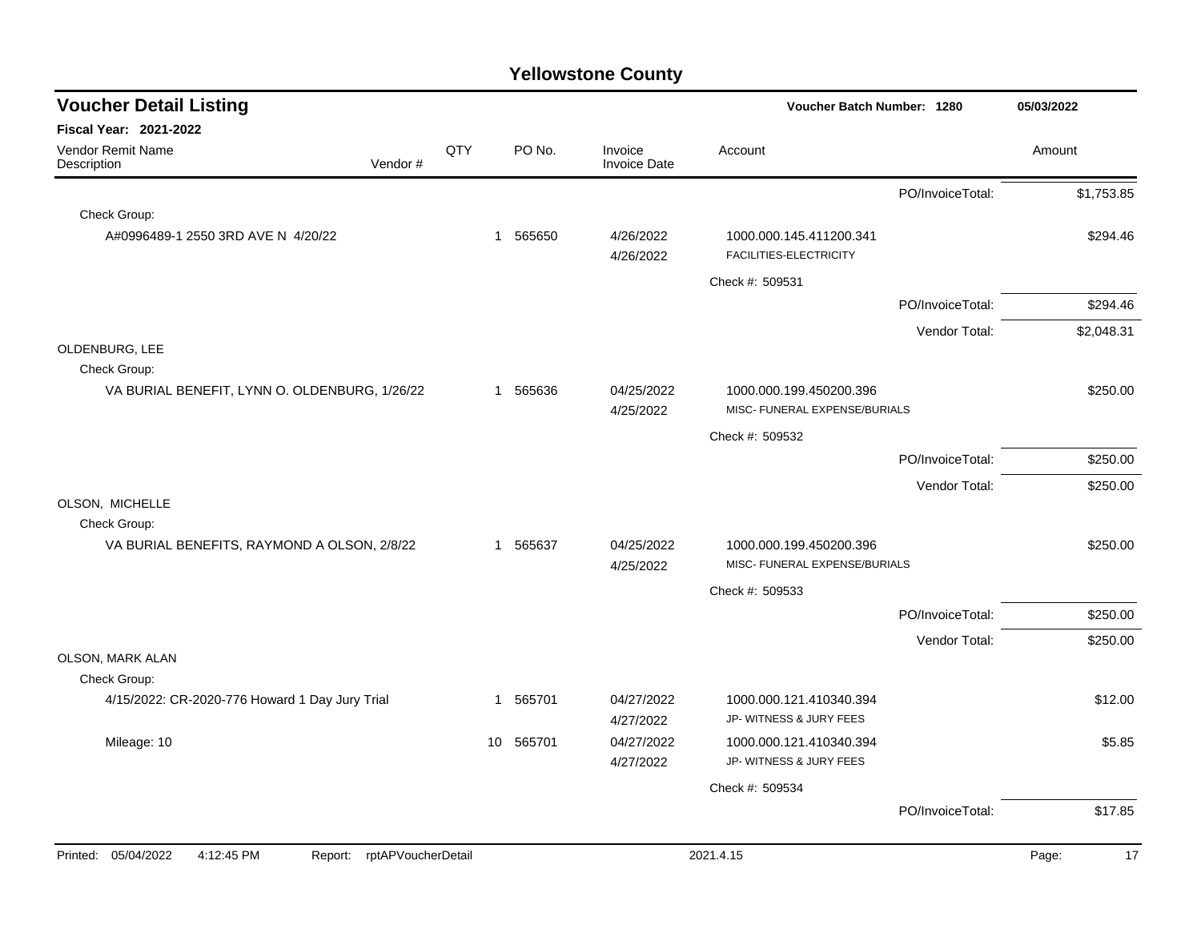# Yellowstone County

## Voucher Detail Listing

**Voucher Batch Number: 1280** — 05/03/2022

**Fiscal Year: 2021-2022**

| Vendor Remit Name / Description | Vendor # | QTY | PO No. | Invoice / Invoice Date | Account | Amount |
|---|---|---|---|---|---|---|
| | | | | | PO/InvoiceTotal: | $1,753.85 |
| Check Group: | | | | | | |
| A#0996489-1 2550 3RD AVE N 4/20/22 | | 1 | 565650 | 4/26/2022<br>4/26/2022 | 1000.000.145.411200.341<br>FACILITIES-ELECTRICITY | $294.46 |
| | | | | | Check #: 509531 | |
| | | | | | PO/InvoiceTotal: | $294.46 |
| | | | | | Vendor Total: | $2,048.31 |
| OLDENBURG, LEE | | | | | | |
| Check Group: | | | | | | |
| VA BURIAL BENEFIT, LYNN O. OLDENBURG, 1/26/22 | | 1 | 565636 | 04/25/2022<br>4/25/2022 | 1000.000.199.450200.396<br>MISC- FUNERAL EXPENSE/BURIALS | $250.00 |
| | | | | | Check #: 509532 | |
| | | | | | PO/InvoiceTotal: | $250.00 |
| | | | | | Vendor Total: | $250.00 |
| OLSON, MICHELLE | | | | | | |
| Check Group: | | | | | | |
| VA BURIAL BENEFITS, RAYMOND A OLSON, 2/8/22 | | 1 | 565637 | 04/25/2022<br>4/25/2022 | 1000.000.199.450200.396<br>MISC- FUNERAL EXPENSE/BURIALS | $250.00 |
| | | | | | Check #: 509533 | |
| | | | | | PO/InvoiceTotal: | $250.00 |
| | | | | | Vendor Total: | $250.00 |
| OLSON, MARK ALAN | | | | | | |
| Check Group: | | | | | | |
| 4/15/2022: CR-2020-776 Howard 1 Day Jury Trial | | 1 | 565701 | 04/27/2022<br>4/27/2022 | 1000.000.121.410340.394<br>JP- WITNESS & JURY FEES | $12.00 |
| Mileage: 10 | | 10 | 565701 | 04/27/2022<br>4/27/2022 | 1000.000.121.410340.394<br>JP- WITNESS & JURY FEES | $5.85 |
| | | | | | Check #: 509534 | |
| | | | | | PO/InvoiceTotal: | $17.85 |

Printed: 05/04/2022 4:12:45 PM Report: rptAPVoucherDetail 2021.4.15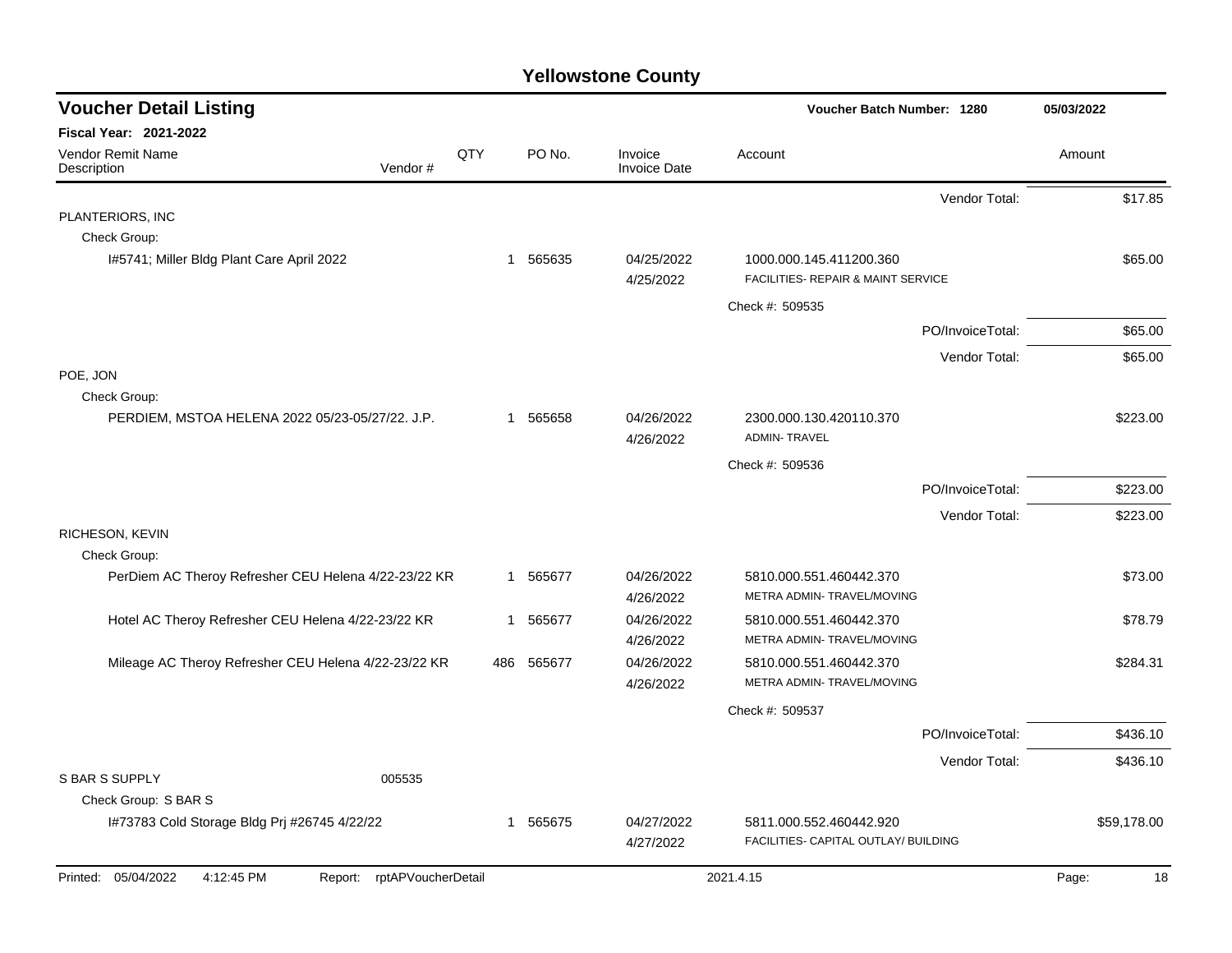# Yellowstone County

## Voucher Detail Listing

**Voucher Batch Number: 1280** — 05/03/2022

**Fiscal Year: 2021-2022**

| Vendor Remit Name / Description | Vendor # | QTY | PO No. | Invoice / Invoice Date | Account | Amount |
|---|---|---|---|---|---|---|
| | | | | | Vendor Total: | $17.85 |
| PLANTERIORS, INC | | | | | | |
| Check Group: | | | | | | |
| I#5741; Miller Bldg Plant Care April 2022 | | 1 | 565635 | 04/25/2022<br>4/25/2022 | 1000.000.145.411200.360<br>FACILITIES- REPAIR & MAINT SERVICE | $65.00 |
| | | | | | Check #: 509535 | |
| | | | | | PO/InvoiceTotal: | $65.00 |
| | | | | | Vendor Total: | $65.00 |
| POE, JON | | | | | | |
| Check Group: | | | | | | |
| PERDIEM, MSTOA HELENA 2022 05/23-05/27/22. J.P. | | 1 | 565658 | 04/26/2022<br>4/26/2022 | 2300.000.130.420110.370<br>ADMIN- TRAVEL | $223.00 |
| | | | | | Check #: 509536 | |
| | | | | | PO/InvoiceTotal: | $223.00 |
| | | | | | Vendor Total: | $223.00 |
| RICHESON, KEVIN | | | | | | |
| Check Group: | | | | | | |
| PerDiem AC Theroy Refresher CEU Helena 4/22-23/22 KR | | 1 | 565677 | 04/26/2022<br>4/26/2022 | 5810.000.551.460442.370<br>METRA ADMIN- TRAVEL/MOVING | $73.00 |
| Hotel AC Theroy Refresher CEU Helena 4/22-23/22 KR | | 1 | 565677 | 04/26/2022<br>4/26/2022 | 5810.000.551.460442.370<br>METRA ADMIN- TRAVEL/MOVING | $78.79 |
| Mileage AC Theroy Refresher CEU Helena 4/22-23/22 KR | | 486 | 565677 | 04/26/2022<br>4/26/2022 | 5810.000.551.460442.370<br>METRA ADMIN- TRAVEL/MOVING | $284.31 |
| | | | | | Check #: 509537 | |
| | | | | | PO/InvoiceTotal: | $436.10 |
| | | | | | Vendor Total: | $436.10 |
| S BAR S SUPPLY | 005535 | | | | | |
| Check Group: S BAR S | | | | | | |
| I#73783 Cold Storage Bldg Prj #26745 4/22/22 | | 1 | 565675 | 04/27/2022<br>4/27/2022 | 5811.000.552.460442.920<br>FACILITIES- CAPITAL OUTLAY/ BUILDING | $59,178.00 |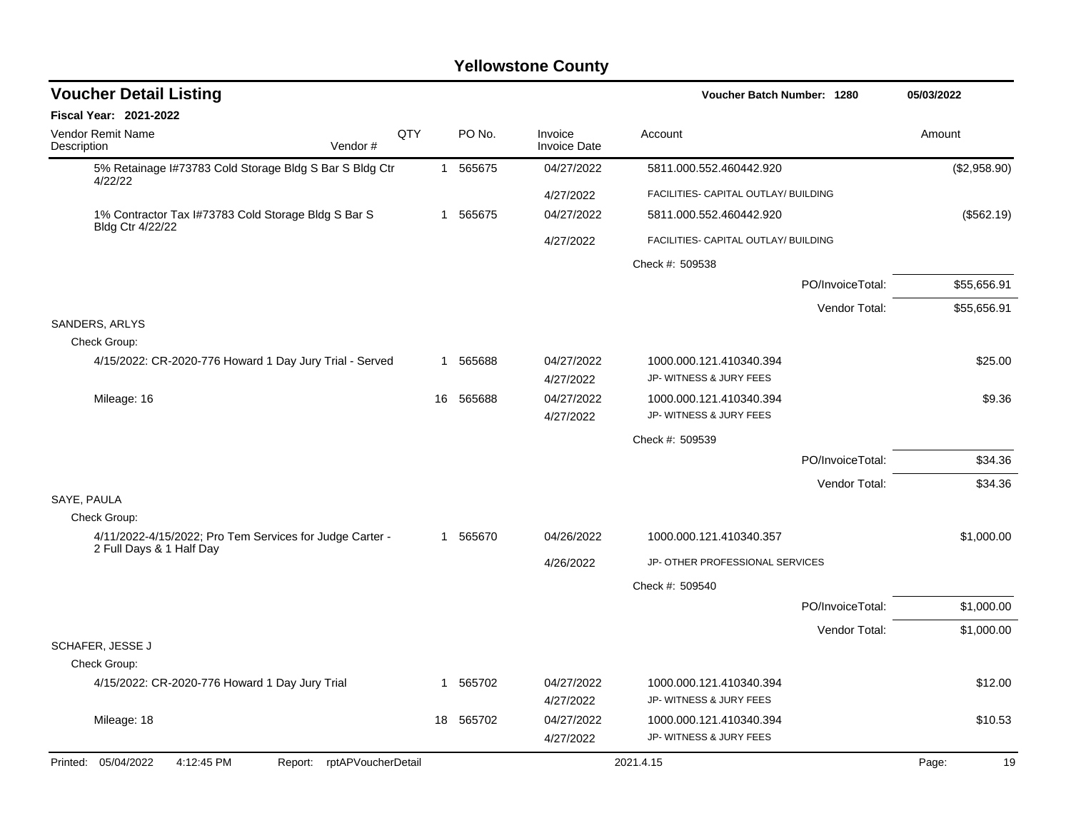## Yellowstone County

### Voucher Detail Listing

Voucher Batch Number: 1280 — 05/03/2022

**Fiscal Year: 2021-2022**

| Vendor Remit Name / Description | Vendor # | QTY | PO No. | Invoice / Invoice Date | Account | Amount |
|---|---|---|---|---|---|---|
| 5% Retainage I#73783 Cold Storage Bldg S Bar S Bldg Ctr 4/22/22 | | 1 | 565675 | 04/27/2022 / 4/27/2022 | 5811.000.552.460442.920 FACILITIES- CAPITAL OUTLAY/ BUILDING | ($2,958.90) |
| 1% Contractor Tax I#73783 Cold Storage Bldg S Bar S Bldg Ctr 4/22/22 | | 1 | 565675 | 04/27/2022 / 4/27/2022 | 5811.000.552.460442.920 FACILITIES- CAPITAL OUTLAY/ BUILDING | ($562.19) |
| | | | | | Check #: 509538 | |
| | | | | | PO/InvoiceTotal: | $55,656.91 |
| | | | | | Vendor Total: | $55,656.91 |
| SANDERS, ARLYS | | | | | | |
| Check Group: | | | | | | |
| 4/15/2022: CR-2020-776 Howard 1 Day Jury Trial - Served | | 1 | 565688 | 04/27/2022 / 4/27/2022 | 1000.000.121.410340.394 JP- WITNESS & JURY FEES | $25.00 |
| Mileage: 16 | | 16 | 565688 | 04/27/2022 / 4/27/2022 | 1000.000.121.410340.394 JP- WITNESS & JURY FEES | $9.36 |
| | | | | | Check #: 509539 | |
| | | | | | PO/InvoiceTotal: | $34.36 |
| | | | | | Vendor Total: | $34.36 |
| SAYE, PAULA | | | | | | |
| Check Group: | | | | | | |
| 4/11/2022-4/15/2022; Pro Tem Services for Judge Carter - 2 Full Days & 1 Half Day | | 1 | 565670 | 04/26/2022 / 4/26/2022 | 1000.000.121.410340.357 JP- OTHER PROFESSIONAL SERVICES | $1,000.00 |
| | | | | | Check #: 509540 | |
| | | | | | PO/InvoiceTotal: | $1,000.00 |
| | | | | | Vendor Total: | $1,000.00 |
| SCHAFER, JESSE J | | | | | | |
| Check Group: | | | | | | |
| 4/15/2022: CR-2020-776 Howard 1 Day Jury Trial | | 1 | 565702 | 04/27/2022 / 4/27/2022 | 1000.000.121.410340.394 JP- WITNESS & JURY FEES | $12.00 |
| Mileage: 18 | | 18 | 565702 | 04/27/2022 / 4/27/2022 | 1000.000.121.410340.394 JP- WITNESS & JURY FEES | $10.53 |

Printed: 05/04/2022 4:12:45 PM Report: rptAPVoucherDetail 2021.4.15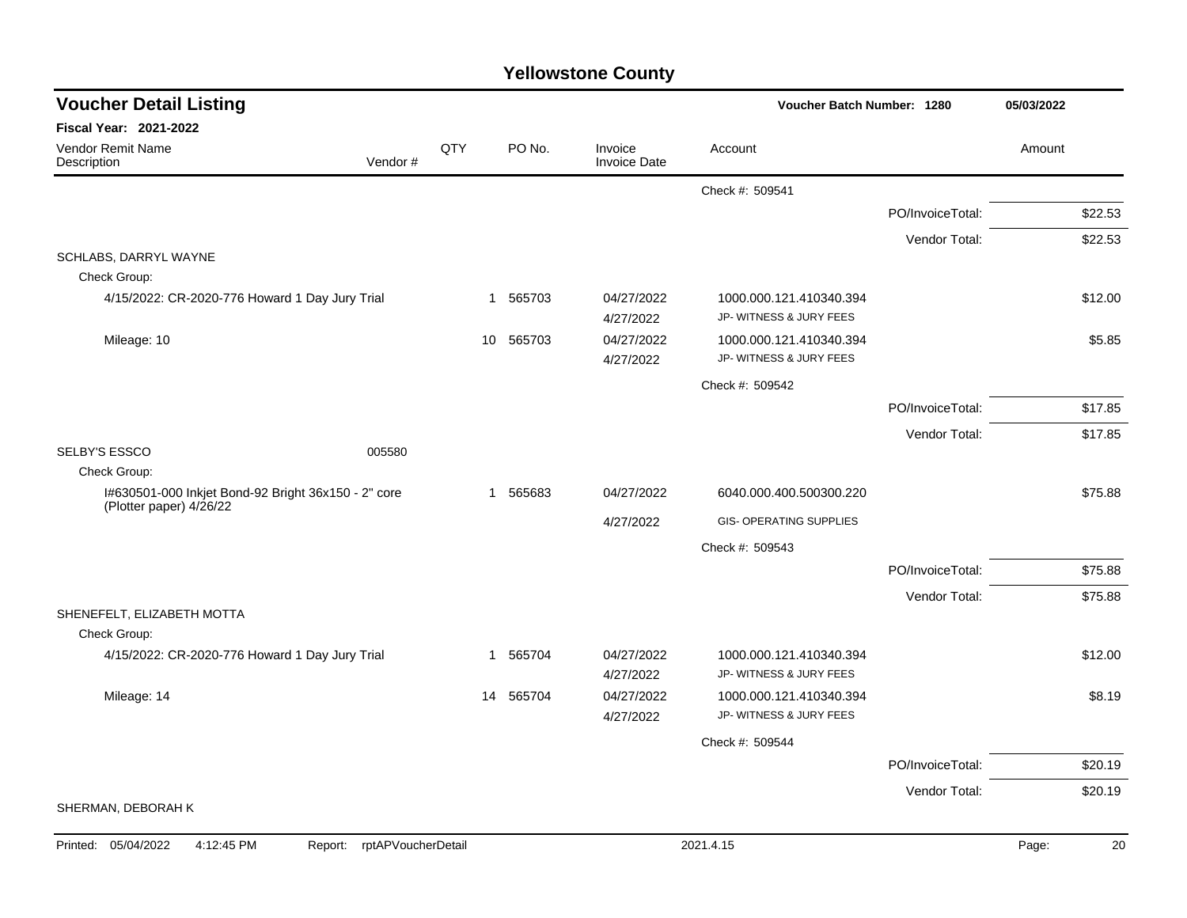# Yellowstone County

## Voucher Detail Listing

**Voucher Batch Number: 1280** — 05/03/2022

**Fiscal Year: 2021-2022**

| Vendor Remit Name / Description | Vendor # | QTY | PO No. | Invoice / Invoice Date | Account | | Amount |
|---|---|---|---|---|---|---|---|
| | | | | | Check #: 509541 | | |
| | | | | | | PO/InvoiceTotal: | $22.53 |
| | | | | | | Vendor Total: | $22.53 |
| SCHLABS, DARRYL WAYNE | | | | | | | |
| Check Group: | | | | | | | |
| 4/15/2022: CR-2020-776 Howard 1 Day Jury Trial | | 1 | 565703 | 04/27/2022 4/27/2022 | 1000.000.121.410340.394 JP- WITNESS & JURY FEES | | $12.00 |
| Mileage: 10 | | 10 | 565703 | 04/27/2022 4/27/2022 | 1000.000.121.410340.394 JP- WITNESS & JURY FEES | | $5.85 |
| | | | | | Check #: 509542 | | |
| | | | | | | PO/InvoiceTotal: | $17.85 |
| | | | | | | Vendor Total: | $17.85 |
| SELBY'S ESSCO | 005580 | | | | | | |
| Check Group: | | | | | | | |
| I#630501-000 Inkjet Bond-92 Bright 36x150 - 2" core (Plotter paper) 4/26/22 | | 1 | 565683 | 04/27/2022 4/27/2022 | 6040.000.400.500300.220 GIS- OPERATING SUPPLIES | | $75.88 |
| | | | | | Check #: 509543 | | |
| | | | | | | PO/InvoiceTotal: | $75.88 |
| | | | | | | Vendor Total: | $75.88 |
| SHENEFELT, ELIZABETH MOTTA | | | | | | | |
| Check Group: | | | | | | | |
| 4/15/2022: CR-2020-776 Howard 1 Day Jury Trial | | 1 | 565704 | 04/27/2022 4/27/2022 | 1000.000.121.410340.394 JP- WITNESS & JURY FEES | | $12.00 |
| Mileage: 14 | | 14 | 565704 | 04/27/2022 4/27/2022 | 1000.000.121.410340.394 JP- WITNESS & JURY FEES | | $8.19 |
| | | | | | Check #: 509544 | | |
| | | | | | | PO/InvoiceTotal: | $20.19 |
| | | | | | | Vendor Total: | $20.19 |
| SHERMAN, DEBORAH K | | | | | | | |

Printed: 05/04/2022 4:12:45 PM Report: rptAPVoucherDetail 2021.4.15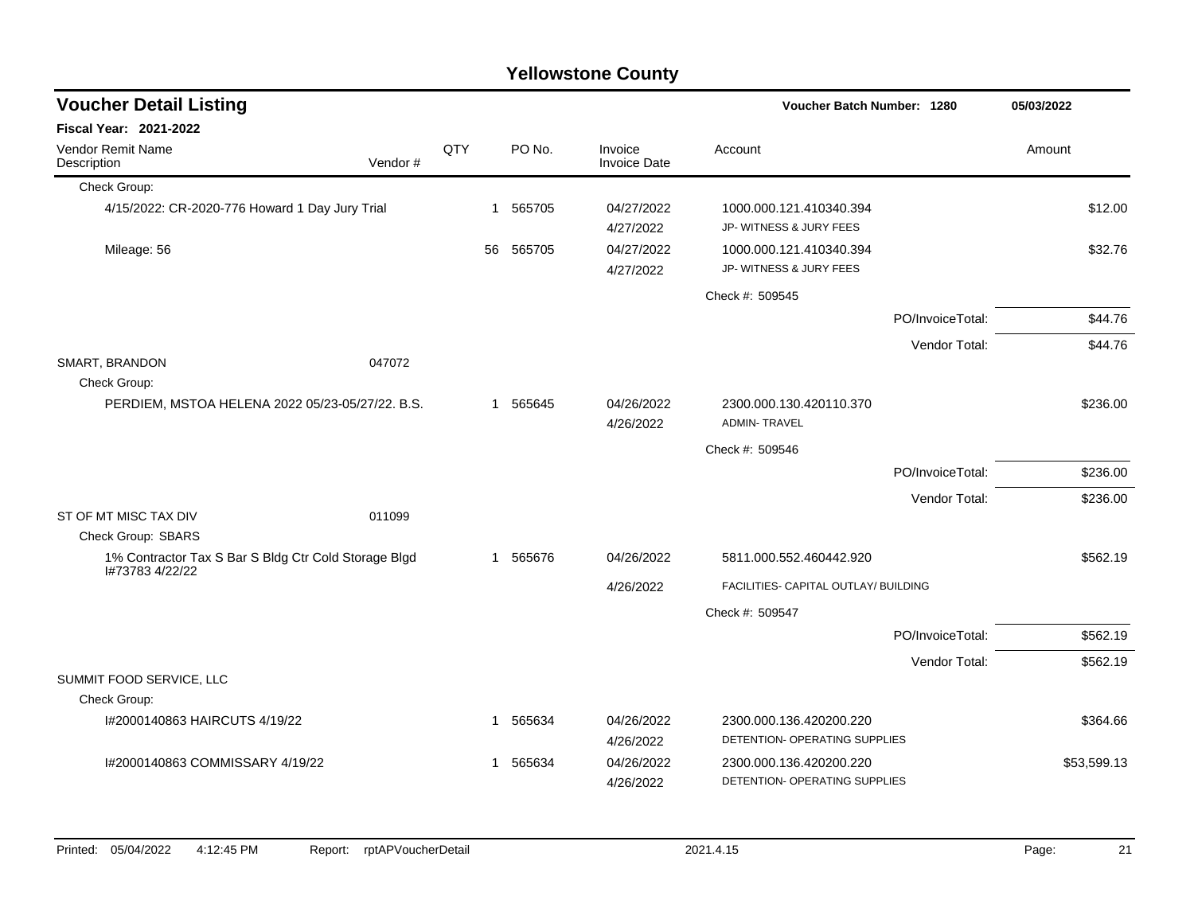# Yellowstone County

## Voucher Detail Listing

**Voucher Batch Number: 1280** | **05/03/2022**

**Fiscal Year: 2021-2022**

| Vendor Remit Name / Description | Vendor # | QTY | PO No. | Invoice / Invoice Date | Account | Amount |
|---|---|---|---|---|---|---|
| Check Group: | | | | | | |
| 4/15/2022: CR-2020-776 Howard 1 Day Jury Trial | | 1 | 565705 | 04/27/2022<br>4/27/2022 | 1000.000.121.410340.394<br>JP- WITNESS & JURY FEES | $12.00 |
| Mileage: 56 | | 56 | 565705 | 04/27/2022<br>4/27/2022 | 1000.000.121.410340.394<br>JP- WITNESS & JURY FEES | $32.76 |
| | | | | | Check #: 509545 | |
| | | | | | PO/InvoiceTotal: | $44.76 |
| | | | | | Vendor Total: | $44.76 |
| SMART, BRANDON | 047072 | | | | | |
| Check Group: | | | | | | |
| PERDIEM, MSTOA HELENA 2022 05/23-05/27/22. B.S. | | 1 | 565645 | 04/26/2022<br>4/26/2022 | 2300.000.130.420110.370<br>ADMIN- TRAVEL | $236.00 |
| | | | | | Check #: 509546 | |
| | | | | | PO/InvoiceTotal: | $236.00 |
| | | | | | Vendor Total: | $236.00 |
| ST OF MT MISC TAX DIV | 011099 | | | | | |
| Check Group: SBARS | | | | | | |
| 1% Contractor Tax S Bar S Bldg Ctr Cold Storage Blgd I#73783 4/22/22 | | 1 | 565676 | 04/26/2022<br>4/26/2022 | 5811.000.552.460442.920<br>FACILITIES- CAPITAL OUTLAY/ BUILDING | $562.19 |
| | | | | | Check #: 509547 | |
| | | | | | PO/InvoiceTotal: | $562.19 |
| | | | | | Vendor Total: | $562.19 |
| SUMMIT FOOD SERVICE, LLC | | | | | | |
| Check Group: | | | | | | |
| I#2000140863 HAIRCUTS 4/19/22 | | 1 | 565634 | 04/26/2022<br>4/26/2022 | 2300.000.136.420200.220<br>DETENTION- OPERATING SUPPLIES | $364.66 |
| I#2000140863 COMMISSARY 4/19/22 | | 1 | 565634 | 04/26/2022<br>4/26/2022 | 2300.000.136.420200.220<br>DETENTION- OPERATING SUPPLIES | $53,599.13 |

Printed: 05/04/2022 4:12:45 PM Report: rptAPVoucherDetail 2021.4.15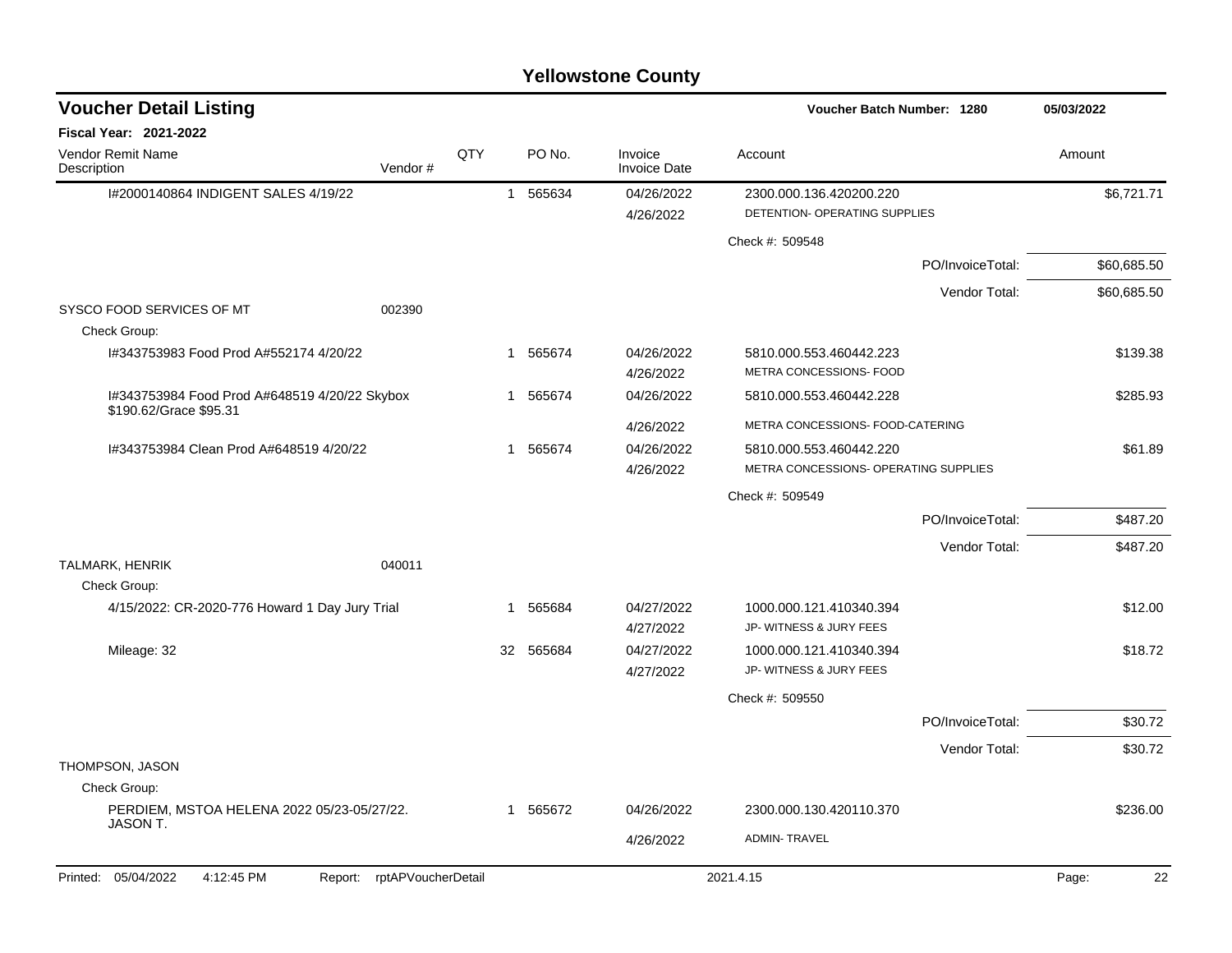# Yellowstone County

## Voucher Detail Listing

Voucher Batch Number: 1280 — 05/03/2022

**Fiscal Year: 2021-2022**

| Vendor Remit Name / Description | Vendor # | QTY | PO No. | Invoice / Invoice Date | Account | Amount |
|---|---|---|---|---|---|---|
| I#2000140864 INDIGENT SALES 4/19/22 | | 1 | 565634 | 04/26/2022<br>4/26/2022 | 2300.000.136.420200.220<br>DETENTION- OPERATING SUPPLIES | $6,721.71 |
| | | | | | Check #: 509548 | |
| | | | | | PO/InvoiceTotal: | $60,685.50 |
| | | | | | Vendor Total: | $60,685.50 |
| SYSCO FOOD SERVICES OF MT | 002390 | | | | | |
| Check Group: | | | | | | |
| I#343753983 Food Prod A#552174 4/20/22 | | 1 | 565674 | 04/26/2022<br>4/26/2022 | 5810.000.553.460442.223<br>METRA CONCESSIONS- FOOD | $139.38 |
| I#343753984 Food Prod A#648519 4/20/22 Skybox $190.62/Grace $95.31 | | 1 | 565674 | 04/26/2022<br>4/26/2022 | 5810.000.553.460442.228<br>METRA CONCESSIONS- FOOD-CATERING | $285.93 |
| I#343753984 Clean Prod A#648519 4/20/22 | | 1 | 565674 | 04/26/2022<br>4/26/2022 | 5810.000.553.460442.220<br>METRA CONCESSIONS- OPERATING SUPPLIES | $61.89 |
| | | | | | Check #: 509549 | |
| | | | | | PO/InvoiceTotal: | $487.20 |
| | | | | | Vendor Total: | $487.20 |
| TALMARK, HENRIK | 040011 | | | | | |
| Check Group: | | | | | | |
| 4/15/2022: CR-2020-776 Howard 1 Day Jury Trial | | 1 | 565684 | 04/27/2022<br>4/27/2022 | 1000.000.121.410340.394<br>JP- WITNESS & JURY FEES | $12.00 |
| Mileage: 32 | | 32 | 565684 | 04/27/2022<br>4/27/2022 | 1000.000.121.410340.394<br>JP- WITNESS & JURY FEES | $18.72 |
| | | | | | Check #: 509550 | |
| | | | | | PO/InvoiceTotal: | $30.72 |
| | | | | | Vendor Total: | $30.72 |
| THOMPSON, JASON | | | | | | |
| Check Group: | | | | | | |
| PERDIEM, MSTOA HELENA 2022 05/23-05/27/22. JASON T. | | 1 | 565672 | 04/26/2022<br>4/26/2022 | 2300.000.130.420110.370<br>ADMIN- TRAVEL | $236.00 |

Printed: 05/04/2022 4:12:45 PM Report: rptAPVoucherDetail 2021.4.15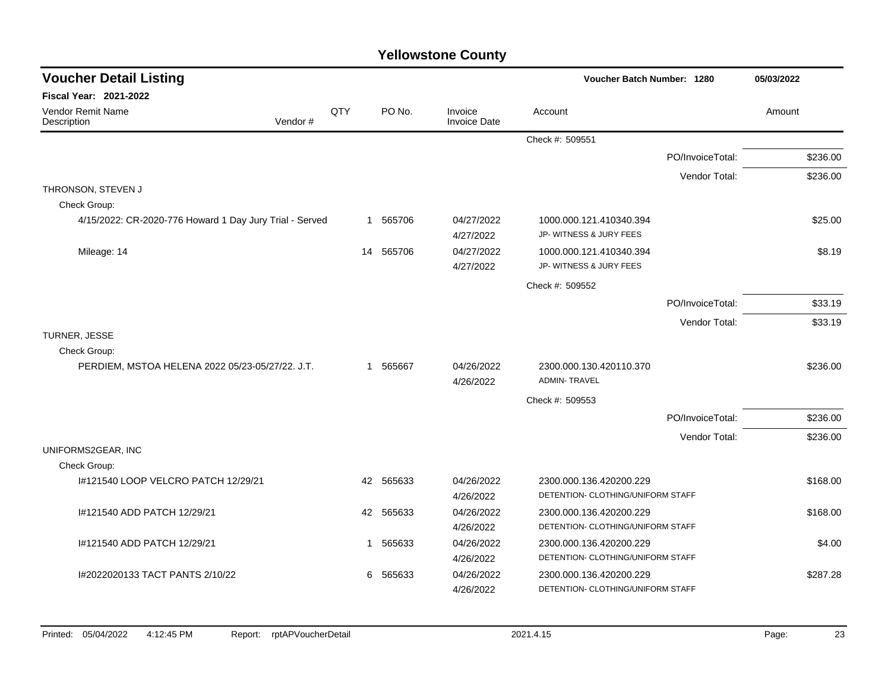# Yellowstone County

## Voucher Detail Listing

**Voucher Batch Number: 1280** 05/03/2022

**Fiscal Year: 2021-2022**

| Vendor Remit Name / Description | Vendor # | QTY | PO No. | Invoice / Invoice Date | Account | Amount |
|---|---|---|---|---|---|---|
| | | | | | Check #: 509551 | |
| | | | | | PO/InvoiceTotal: | $236.00 |
| | | | | | Vendor Total: | $236.00 |
| THRONSON, STEVEN J | | | | | | |
| Check Group: | | | | | | |
| 4/15/2022: CR-2020-776 Howard 1 Day Jury Trial - Served | | 1 | 565706 | 04/27/2022<br>4/27/2022 | 1000.000.121.410340.394<br>JP- WITNESS & JURY FEES | $25.00 |
| Mileage: 14 | | 14 | 565706 | 04/27/2022<br>4/27/2022 | 1000.000.121.410340.394<br>JP- WITNESS & JURY FEES | $8.19 |
| | | | | | Check #: 509552 | |
| | | | | | PO/InvoiceTotal: | $33.19 |
| | | | | | Vendor Total: | $33.19 |
| TURNER, JESSE | | | | | | |
| Check Group: | | | | | | |
| PERDIEM, MSTOA HELENA 2022 05/23-05/27/22. J.T. | | 1 | 565667 | 04/26/2022<br>4/26/2022 | 2300.000.130.420110.370<br>ADMIN- TRAVEL | $236.00 |
| | | | | | Check #: 509553 | |
| | | | | | PO/InvoiceTotal: | $236.00 |
| | | | | | Vendor Total: | $236.00 |
| UNIFORMS2GEAR, INC | | | | | | |
| Check Group: | | | | | | |
| I#121540 LOOP VELCRO PATCH 12/29/21 | | 42 | 565633 | 04/26/2022<br>4/26/2022 | 2300.000.136.420200.229<br>DETENTION- CLOTHING/UNIFORM STAFF | $168.00 |
| I#121540 ADD PATCH 12/29/21 | | 42 | 565633 | 04/26/2022<br>4/26/2022 | 2300.000.136.420200.229<br>DETENTION- CLOTHING/UNIFORM STAFF | $168.00 |
| I#121540 ADD PATCH 12/29/21 | | 1 | 565633 | 04/26/2022<br>4/26/2022 | 2300.000.136.420200.229<br>DETENTION- CLOTHING/UNIFORM STAFF | $4.00 |
| I#2022020133 TACT PANTS 2/10/22 | | 6 | 565633 | 04/26/2022<br>4/26/2022 | 2300.000.136.420200.229<br>DETENTION- CLOTHING/UNIFORM STAFF | $287.28 |

Printed: 05/04/2022 4:12:45 PM Report: rptAPVoucherDetail 2021.4.15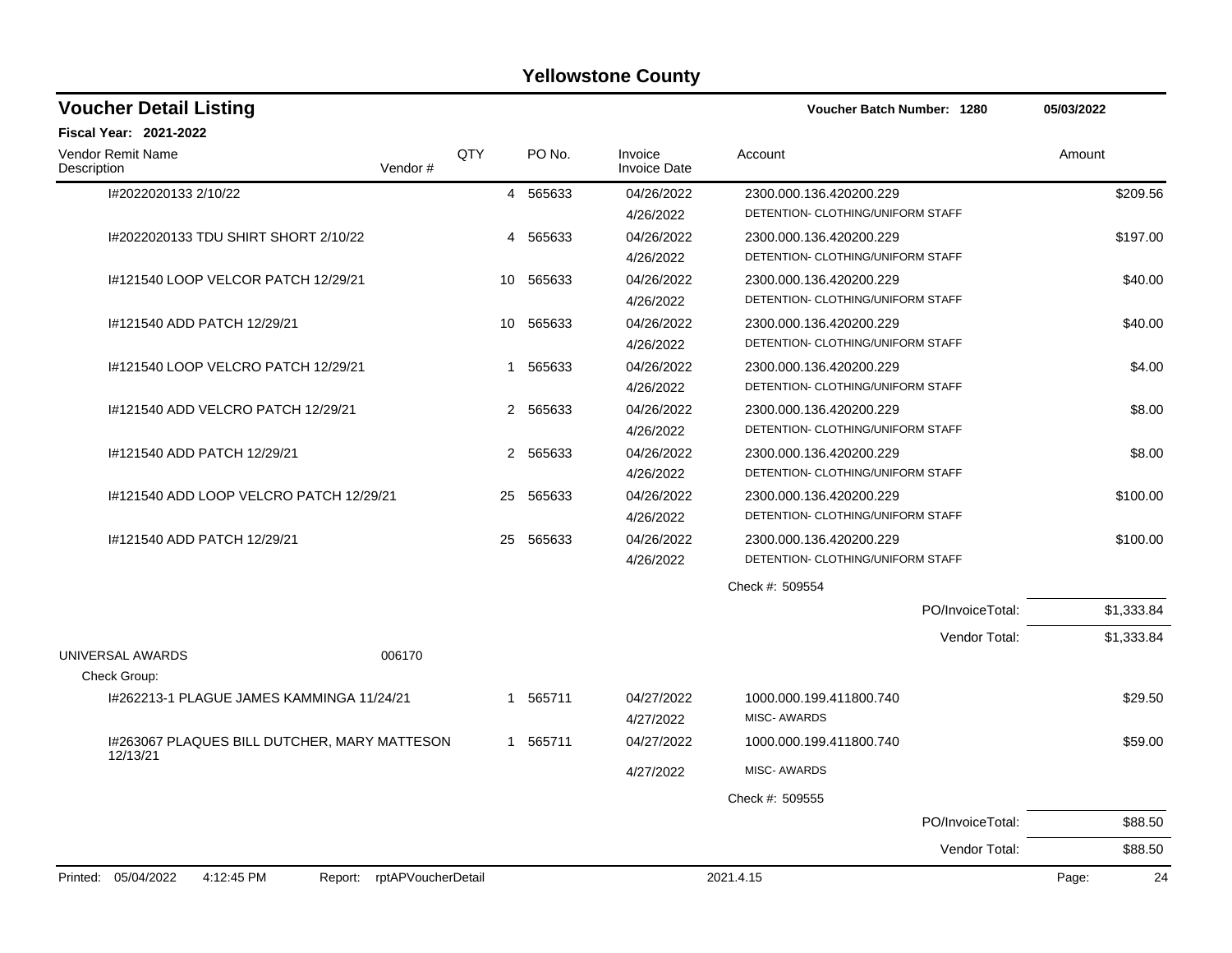## Yellowstone County

### Voucher Detail Listing

**Voucher Batch Number: 1280** 05/03/2022

**Fiscal Year: 2021-2022**

| Vendor Remit Name / Description | Vendor # | QTY | PO No. | Invoice / Invoice Date | Account | Amount |
|---|---|---|---|---|---|---|
| I#2022020133 2/10/22 | | 4 | 565633 | 04/26/2022<br>4/26/2022 | 2300.000.136.420200.229<br>DETENTION- CLOTHING/UNIFORM STAFF | $209.56 |
| I#2022020133 TDU SHIRT SHORT 2/10/22 | | 4 | 565633 | 04/26/2022<br>4/26/2022 | 2300.000.136.420200.229<br>DETENTION- CLOTHING/UNIFORM STAFF | $197.00 |
| I#121540 LOOP VELCOR PATCH 12/29/21 | | 10 | 565633 | 04/26/2022<br>4/26/2022 | 2300.000.136.420200.229<br>DETENTION- CLOTHING/UNIFORM STAFF | $40.00 |
| I#121540 ADD PATCH 12/29/21 | | 10 | 565633 | 04/26/2022<br>4/26/2022 | 2300.000.136.420200.229<br>DETENTION- CLOTHING/UNIFORM STAFF | $40.00 |
| I#121540 LOOP VELCRO PATCH 12/29/21 | | 1 | 565633 | 04/26/2022<br>4/26/2022 | 2300.000.136.420200.229<br>DETENTION- CLOTHING/UNIFORM STAFF | $4.00 |
| I#121540 ADD VELCRO PATCH 12/29/21 | | 2 | 565633 | 04/26/2022<br>4/26/2022 | 2300.000.136.420200.229<br>DETENTION- CLOTHING/UNIFORM STAFF | $8.00 |
| I#121540 ADD PATCH 12/29/21 | | 2 | 565633 | 04/26/2022<br>4/26/2022 | 2300.000.136.420200.229<br>DETENTION- CLOTHING/UNIFORM STAFF | $8.00 |
| I#121540 ADD LOOP VELCRO PATCH 12/29/21 | | 25 | 565633 | 04/26/2022<br>4/26/2022 | 2300.000.136.420200.229<br>DETENTION- CLOTHING/UNIFORM STAFF | $100.00 |
| I#121540 ADD PATCH 12/29/21 | | 25 | 565633 | 04/26/2022<br>4/26/2022 | 2300.000.136.420200.229<br>DETENTION- CLOTHING/UNIFORM STAFF | $100.00 |
| | | | | | Check #: 509554 | |
| | | | | | PO/InvoiceTotal: | $1,333.84 |
| | | | | | Vendor Total: | $1,333.84 |
| UNIVERSAL AWARDS | 006170 | | | | | |
| Check Group: | | | | | | |
| I#262213-1 PLAGUE JAMES KAMMINGA 11/24/21 | | 1 | 565711 | 04/27/2022<br>4/27/2022 | 1000.000.199.411800.740<br>MISC- AWARDS | $29.50 |
| I#263067 PLAQUES BILL DUTCHER, MARY MATTESON 12/13/21 | | 1 | 565711 | 04/27/2022<br>4/27/2022 | 1000.000.199.411800.740<br>MISC- AWARDS | $59.00 |
| | | | | | Check #: 509555 | |
| | | | | | PO/InvoiceTotal: | $88.50 |
| | | | | | Vendor Total: | $88.50 |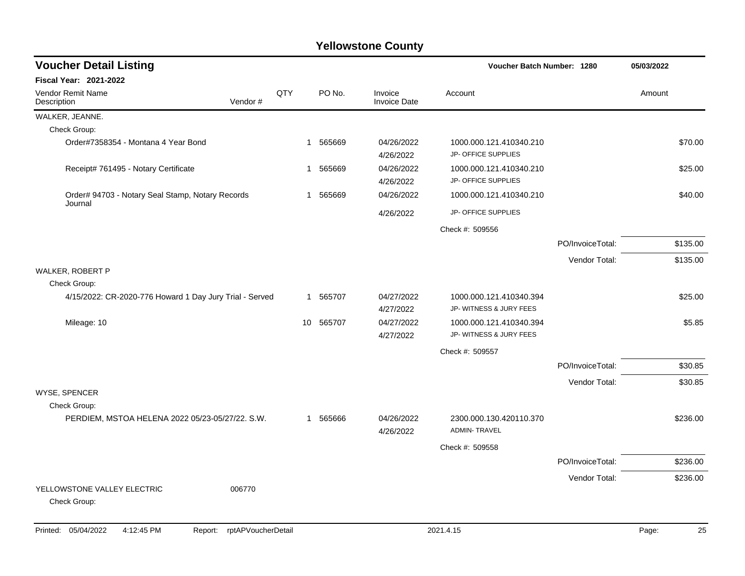# Yellowstone County

## Voucher Detail Listing

**Voucher Batch Number: 1280** 05/03/2022

**Fiscal Year: 2021-2022**

| Vendor Remit Name / Description | Vendor # | QTY | PO No. | Invoice / Invoice Date | Account | | Amount |
|---|---|---|---|---|---|---|---|
| WALKER, JEANNE. | | | | | | | |
| Check Group: | | | | | | | |
| Order#7358354 - Montana 4 Year Bond | | 1 | 565669 | 04/26/2022<br>4/26/2022 | 1000.000.121.410340.210<br>JP- OFFICE SUPPLIES | | $70.00 |
| Receipt# 761495 - Notary Certificate | | 1 | 565669 | 04/26/2022<br>4/26/2022 | 1000.000.121.410340.210<br>JP- OFFICE SUPPLIES | | $25.00 |
| Order# 94703 - Notary Seal Stamp, Notary Records Journal | | 1 | 565669 | 04/26/2022<br>4/26/2022 | 1000.000.121.410340.210<br>JP- OFFICE SUPPLIES | | $40.00 |
| | | | | | Check #: 509556 | | |
| | | | | | | PO/InvoiceTotal: | $135.00 |
| | | | | | | Vendor Total: | $135.00 |
| WALKER, ROBERT P | | | | | | | |
| Check Group: | | | | | | | |
| 4/15/2022: CR-2020-776 Howard 1 Day Jury Trial - Served | | 1 | 565707 | 04/27/2022<br>4/27/2022 | 1000.000.121.410340.394<br>JP- WITNESS & JURY FEES | | $25.00 |
| Mileage: 10 | | 10 | 565707 | 04/27/2022<br>4/27/2022 | 1000.000.121.410340.394<br>JP- WITNESS & JURY FEES | | $5.85 |
| | | | | | Check #: 509557 | | |
| | | | | | | PO/InvoiceTotal: | $30.85 |
| | | | | | | Vendor Total: | $30.85 |
| WYSE, SPENCER | | | | | | | |
| Check Group: | | | | | | | |
| PERDIEM, MSTOA HELENA 2022 05/23-05/27/22. S.W. | | 1 | 565666 | 04/26/2022<br>4/26/2022 | 2300.000.130.420110.370<br>ADMIN- TRAVEL | | $236.00 |
| | | | | | Check #: 509558 | | |
| | | | | | | PO/InvoiceTotal: | $236.00 |
| | | | | | | Vendor Total: | $236.00 |
| YELLOWSTONE VALLEY ELECTRIC | 006770 | | | | | | |
| Check Group: | | | | | | | |

Printed: 05/04/2022 4:12:45 PM Report: rptAPVoucherDetail 2021.4.15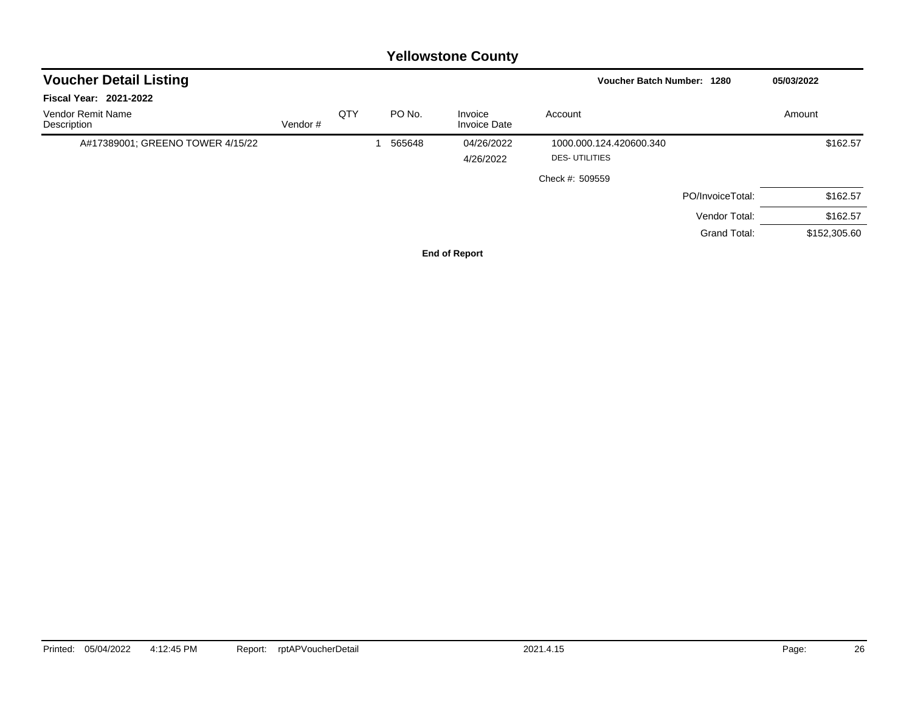# Yellowstone County

## Voucher Detail Listing

**Voucher Batch Number: 1280** **05/03/2022**

**Fiscal Year: 2021-2022**

| Vendor Remit Name / Description | Vendor # | QTY | PO No. | Invoice / Invoice Date | Account | Amount |
|---|---|---|---|---|---|---|
| A#17389001; GREENO TOWER 4/15/22 | | 1 | 565648 | 04/26/2022 / 4/26/2022 | 1000.000.124.420600.340 DES- UTILITIES | $162.57 |
| | | | | | Check #: 509559 | |
| | | | | | PO/InvoiceTotal: | $162.57 |
| | | | | | Vendor Total: | $162.57 |
| | | | | | Grand Total: | $152,305.60 |

**End of Report**

Printed: 05/04/2022 4:12:45 PM Report: rptAPVoucherDetail 2021.4.15